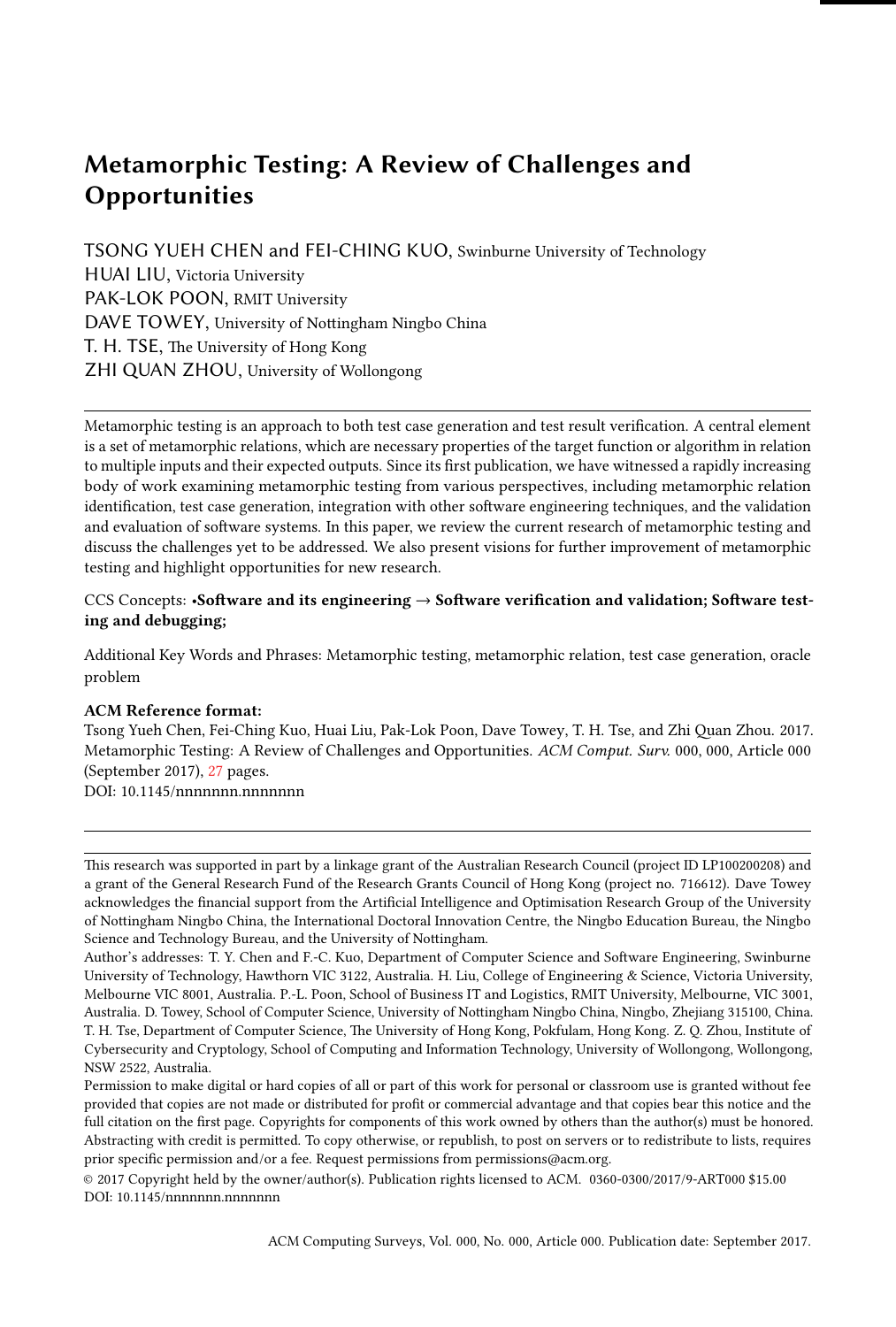# Metamorphic Testing: A Review of Challenges and Opportunities

TSONG YUEH CHEN and FEI-CHING KUO, Swinburne University of Technology
HUAI LIU, Victoria University
PAK-LOK POON, RMIT University
DAVE TOWEY, University of Nottingham Ningbo China
T. H. TSE, The University of Hong Kong
ZHI QUAN ZHOU, University of Wollongong

---

Metamorphic testing is an approach to both test case generation and test result verification. A central element is a set of metamorphic relations, which are necessary properties of the target function or algorithm in relation to multiple inputs and their expected outputs. Since its first publication, we have witnessed a rapidly increasing body of work examining metamorphic testing from various perspectives, including metamorphic relation identification, test case generation, integration with other software engineering techniques, and the validation and evaluation of software systems. In this paper, we review the current research of metamorphic testing and discuss the challenges yet to be addressed. We also present visions for further improvement of metamorphic testing and highlight opportunities for new research.

CCS Concepts: •**Software and its engineering** → **Software verification and validation; Software testing and debugging;**

Additional Key Words and Phrases: Metamorphic testing, metamorphic relation, test case generation, oracle problem

**ACM Reference format:**
Tsong Yueh Chen, Fei-Ching Kuo, Huai Liu, Pak-Lok Poon, Dave Towey, T. H. Tse, and Zhi Quan Zhou. 2017. Metamorphic Testing: A Review of Challenges and Opportunities. *ACM Comput. Surv.* 000, 000, Article 000 (September 2017), 27 pages.
DOI: 10.1145/nnnnnnn.nnnnnnn

---

This research was supported in part by a linkage grant of the Australian Research Council (project ID LP100200208) and a grant of the General Research Fund of the Research Grants Council of Hong Kong (project no. 716612). Dave Towey acknowledges the financial support from the Artificial Intelligence and Optimisation Research Group of the University of Nottingham Ningbo China, the International Doctoral Innovation Centre, the Ningbo Education Bureau, the Ningbo Science and Technology Bureau, and the University of Nottingham.

Author's addresses: T. Y. Chen and F.-C. Kuo, Department of Computer Science and Software Engineering, Swinburne University of Technology, Hawthorn VIC 3122, Australia. H. Liu, College of Engineering & Science, Victoria University, Melbourne VIC 8001, Australia. P.-L. Poon, School of Business IT and Logistics, RMIT University, Melbourne, VIC 3001, Australia. D. Towey, School of Computer Science, University of Nottingham Ningbo China, Ningbo, Zhejiang 315100, China. T. H. Tse, Department of Computer Science, The University of Hong Kong, Pokfulam, Hong Kong. Z. Q. Zhou, Institute of Cybersecurity and Cryptology, School of Computing and Information Technology, University of Wollongong, Wollongong, NSW 2522, Australia.

Permission to make digital or hard copies of all or part of this work for personal or classroom use is granted without fee provided that copies are not made or distributed for profit or commercial advantage and that copies bear this notice and the full citation on the first page. Copyrights for components of this work owned by others than the author(s) must be honored. Abstracting with credit is permitted. To copy otherwise, or republish, to post on servers or to redistribute to lists, requires prior specific permission and/or a fee. Request permissions from permissions@acm.org.

© 2017 Copyright held by the owner/author(s). Publication rights licensed to ACM. 0360-0300/2017/9-ART000 $15.00
DOI: 10.1145/nnnnnnn.nnnnnnn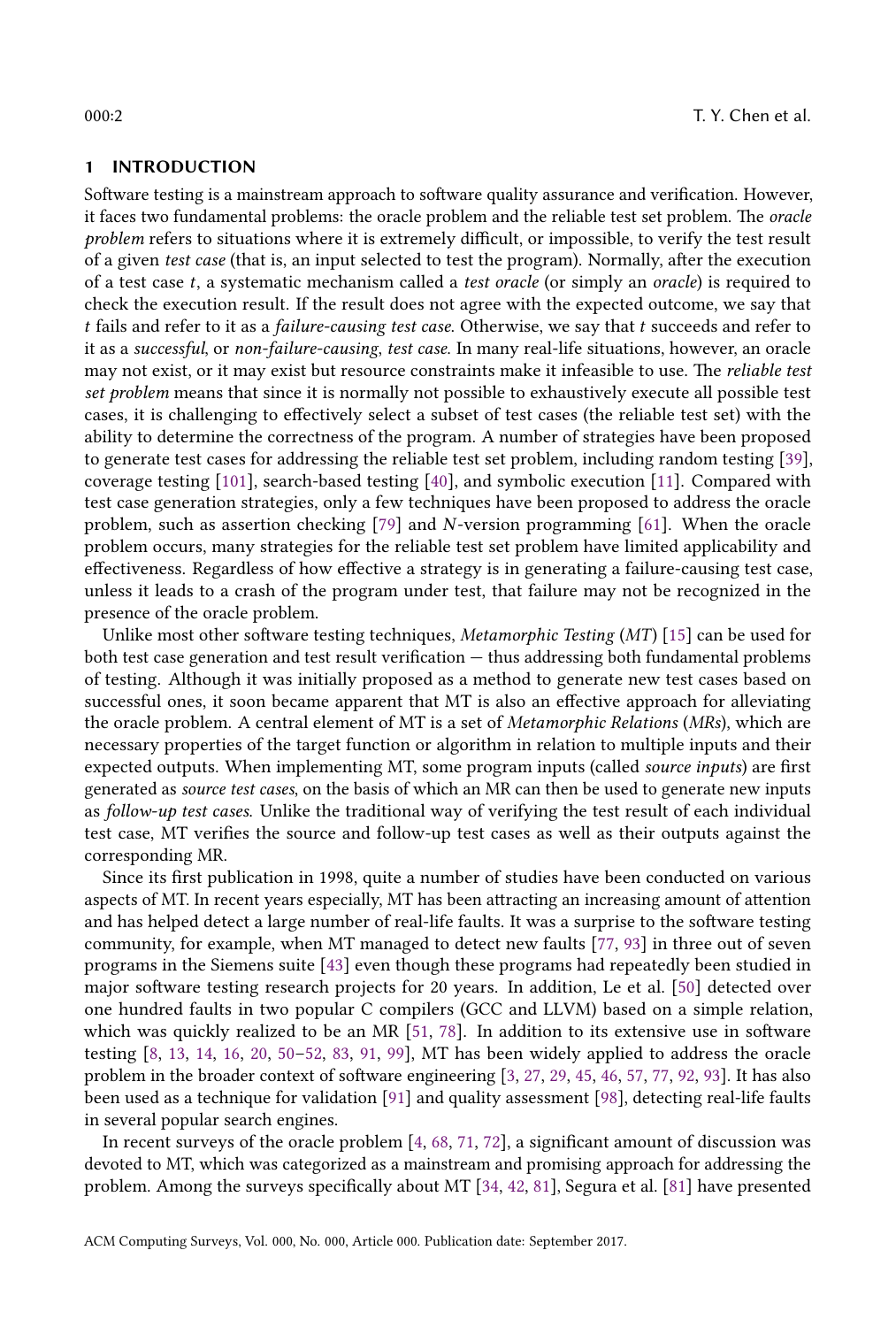## 1 INTRODUCTION

Software testing is a mainstream approach to software quality assurance and verification. However, it faces two fundamental problems: the oracle problem and the reliable test set problem. The *oracle problem* refers to situations where it is extremely difficult, or impossible, to verify the test result of a given *test case* (that is, an input selected to test the program). Normally, after the execution of a test case $t$, a systematic mechanism called a *test oracle* (or simply an *oracle*) is required to check the execution result. If the result does not agree with the expected outcome, we say that $t$ fails and refer to it as a *failure-causing test case*. Otherwise, we say that $t$ succeeds and refer to it as a *successful*, or *non-failure-causing*, *test case*. In many real-life situations, however, an oracle may not exist, or it may exist but resource constraints make it infeasible to use. The *reliable test set problem* means that since it is normally not possible to exhaustively execute all possible test cases, it is challenging to effectively select a subset of test cases (the reliable test set) with the ability to determine the correctness of the program. A number of strategies have been proposed to generate test cases for addressing the reliable test set problem, including random testing [39], coverage testing [101], search-based testing [40], and symbolic execution [11]. Compared with test case generation strategies, only a few techniques have been proposed to address the oracle problem, such as assertion checking [79] and $N$-version programming [61]. When the oracle problem occurs, many strategies for the reliable test set problem have limited applicability and effectiveness. Regardless of how effective a strategy is in generating a failure-causing test case, unless it leads to a crash of the program under test, that failure may not be recognized in the presence of the oracle problem.

Unlike most other software testing techniques, *Metamorphic Testing* (*MT*) [15] can be used for both test case generation and test result verification — thus addressing both fundamental problems of testing. Although it was initially proposed as a method to generate new test cases based on successful ones, it soon became apparent that MT is also an effective approach for alleviating the oracle problem. A central element of MT is a set of *Metamorphic Relations* (*MRs*), which are necessary properties of the target function or algorithm in relation to multiple inputs and their expected outputs. When implementing MT, some program inputs (called *source inputs*) are first generated as *source test cases*, on the basis of which an MR can then be used to generate new inputs as *follow-up test cases*. Unlike the traditional way of verifying the test result of each individual test case, MT verifies the source and follow-up test cases as well as their outputs against the corresponding MR.

Since its first publication in 1998, quite a number of studies have been conducted on various aspects of MT. In recent years especially, MT has been attracting an increasing amount of attention and has helped detect a large number of real-life faults. It was a surprise to the software testing community, for example, when MT managed to detect new faults [77, 93] in three out of seven programs in the Siemens suite [43] even though these programs had repeatedly been studied in major software testing research projects for 20 years. In addition, Le et al. [50] detected over one hundred faults in two popular C compilers (GCC and LLVM) based on a simple relation, which was quickly realized to be an MR [51, 78]. In addition to its extensive use in software testing [8, 13, 14, 16, 20, 50–52, 83, 91, 99], MT has been widely applied to address the oracle problem in the broader context of software engineering [3, 27, 29, 45, 46, 57, 77, 92, 93]. It has also been used as a technique for validation [91] and quality assessment [98], detecting real-life faults in several popular search engines.

In recent surveys of the oracle problem [4, 68, 71, 72], a significant amount of discussion was devoted to MT, which was categorized as a mainstream and promising approach for addressing the problem. Among the surveys specifically about MT [34, 42, 81], Segura et al. [81] have presented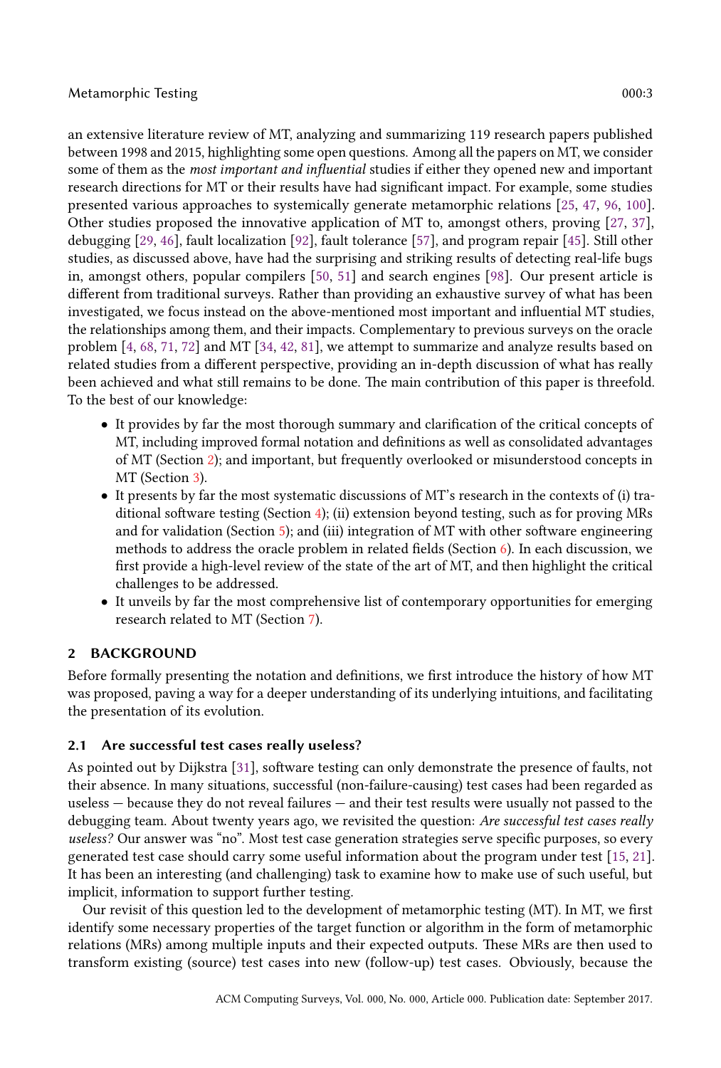an extensive literature review of MT, analyzing and summarizing 119 research papers published between 1998 and 2015, highlighting some open questions. Among all the papers on MT, we consider some of them as the *most important and influential* studies if either they opened new and important research directions for MT or their results have had significant impact. For example, some studies presented various approaches to systemically generate metamorphic relations [25, 47, 96, 100]. Other studies proposed the innovative application of MT to, amongst others, proving [27, 37], debugging [29, 46], fault localization [92], fault tolerance [57], and program repair [45]. Still other studies, as discussed above, have had the surprising and striking results of detecting real-life bugs in, amongst others, popular compilers [50, 51] and search engines [98]. Our present article is different from traditional surveys. Rather than providing an exhaustive survey of what has been investigated, we focus instead on the above-mentioned most important and influential MT studies, the relationships among them, and their impacts. Complementary to previous surveys on the oracle problem [4, 68, 71, 72] and MT [34, 42, 81], we attempt to summarize and analyze results based on related studies from a different perspective, providing an in-depth discussion of what has really been achieved and what still remains to be done. The main contribution of this paper is threefold. To the best of our knowledge:

- It provides by far the most thorough summary and clarification of the critical concepts of MT, including improved formal notation and definitions as well as consolidated advantages of MT (Section 2); and important, but frequently overlooked or misunderstood concepts in MT (Section 3).
- It presents by far the most systematic discussions of MT's research in the contexts of (i) traditional software testing (Section 4); (ii) extension beyond testing, such as for proving MRs and for validation (Section 5); and (iii) integration of MT with other software engineering methods to address the oracle problem in related fields (Section 6). In each discussion, we first provide a high-level review of the state of the art of MT, and then highlight the critical challenges to be addressed.
- It unveils by far the most comprehensive list of contemporary opportunities for emerging research related to MT (Section 7).

## 2 BACKGROUND

Before formally presenting the notation and definitions, we first introduce the history of how MT was proposed, paving a way for a deeper understanding of its underlying intuitions, and facilitating the presentation of its evolution.

### 2.1 Are successful test cases really useless?

As pointed out by Dijkstra [31], software testing can only demonstrate the presence of faults, not their absence. In many situations, successful (non-failure-causing) test cases had been regarded as useless — because they do not reveal failures — and their test results were usually not passed to the debugging team. About twenty years ago, we revisited the question: *Are successful test cases really useless?* Our answer was "no". Most test case generation strategies serve specific purposes, so every generated test case should carry some useful information about the program under test [15, 21]. It has been an interesting (and challenging) task to examine how to make use of such useful, but implicit, information to support further testing.

Our revisit of this question led to the development of metamorphic testing (MT). In MT, we first identify some necessary properties of the target function or algorithm in the form of metamorphic relations (MRs) among multiple inputs and their expected outputs. These MRs are then used to transform existing (source) test cases into new (follow-up) test cases. Obviously, because the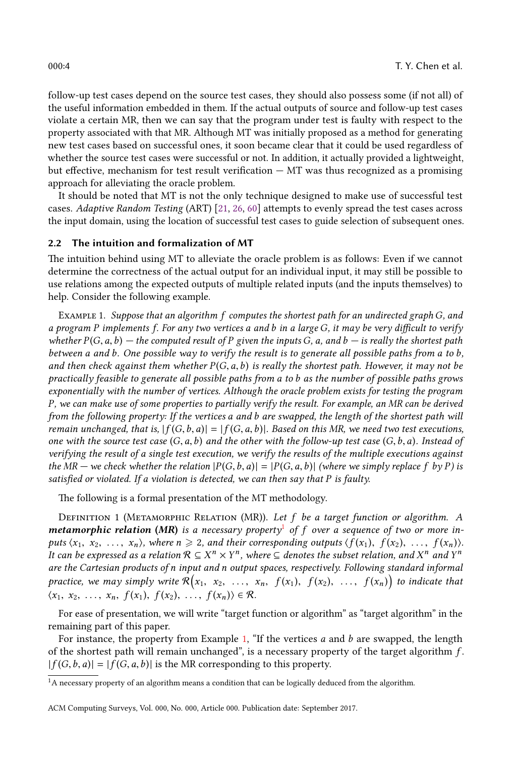follow-up test cases depend on the source test cases, they should also possess some (if not all) of the useful information embedded in them. If the actual outputs of source and follow-up test cases violate a certain MR, then we can say that the program under test is faulty with respect to the property associated with that MR. Although MT was initially proposed as a method for generating new test cases based on successful ones, it soon became clear that it could be used regardless of whether the source test cases were successful or not. In addition, it actually provided a lightweight, but effective, mechanism for test result verification — MT was thus recognized as a promising approach for alleviating the oracle problem.

It should be noted that MT is not the only technique designed to make use of successful test cases. *Adaptive Random Testing* (ART) [21, 26, 60] attempts to evenly spread the test cases across the input domain, using the location of successful test cases to guide selection of subsequent ones.

## 2.2 The intuition and formalization of MT

The intuition behind using MT to alleviate the oracle problem is as follows: Even if we cannot determine the correctness of the actual output for an individual input, it may still be possible to use relations among the expected outputs of multiple related inputs (and the inputs themselves) to help. Consider the following example.

Example 1. *Suppose that an algorithm $f$ computes the shortest path for an undirected graph $G$, and a program $P$ implements $f$. For any two vertices $a$ and $b$ in a large $G$, it may be very difficult to verify whether $P(G, a, b)$ — the computed result of $P$ given the inputs $G$, $a$, and $b$ — is really the shortest path between $a$ and $b$. One possible way to verify the result is to generate all possible paths from $a$ to $b$, and then check against them whether $P(G, a, b)$ is really the shortest path. However, it may not be practically feasible to generate all possible paths from $a$ to $b$ as the number of possible paths grows exponentially with the number of vertices. Although the oracle problem exists for testing the program $P$, we can make use of some properties to partially verify the result. For example, an MR can be derived from the following property: If the vertices $a$ and $b$ are swapped, the length of the shortest path will remain unchanged, that is, $|f(G, b, a)| = |f(G, a, b)|$. Based on this MR, we need two test executions, one with the source test case $(G, a, b)$ and the other with the follow-up test case $(G, b, a)$. Instead of verifying the result of a single test execution, we verify the results of the multiple executions against the MR — we check whether the relation $|P(G, b, a)| = |P(G, a, b)|$ (where we simply replace $f$ by $P$) is satisfied or violated. If a violation is detected, we can then say that $P$ is faulty.*

The following is a formal presentation of the MT methodology.

Definition 1 (Metamorphic Relation (MR)). *Let $f$ be a target function or algorithm. A* ***metamorphic relation (MR)*** *is a necessary property[1] of $f$ over a sequence of two or more inputs $\langle x_1, x_2, \ldots, x_n \rangle$, where $n \geqslant 2$, and their corresponding outputs $\langle f(x_1), f(x_2), \ldots, f(x_n) \rangle$. It can be expressed as a relation $\mathcal{R} \subseteq X^n \times Y^n$, where $\subseteq$ denotes the subset relation, and $X^n$ and $Y^n$ are the Cartesian products of $n$ input and $n$ output spaces, respectively. Following standard informal practice, we may simply write $\mathcal{R}\big(x_1, x_2, \ldots, x_n, f(x_1), f(x_2), \ldots, f(x_n)\big)$ to indicate that $\langle x_1, x_2, \ldots, x_n, f(x_1), f(x_2), \ldots, f(x_n) \rangle \in \mathcal{R}$.*

For ease of presentation, we will write "target function or algorithm" as "target algorithm" in the remaining part of this paper.

For instance, the property from Example 1, "If the vertices $a$ and $b$ are swapped, the length of the shortest path will remain unchanged", is a necessary property of the target algorithm $f$. $|f(G, b, a)| = |f(G, a, b)|$ is the MR corresponding to this property.

[1] A necessary property of an algorithm means a condition that can be logically deduced from the algorithm.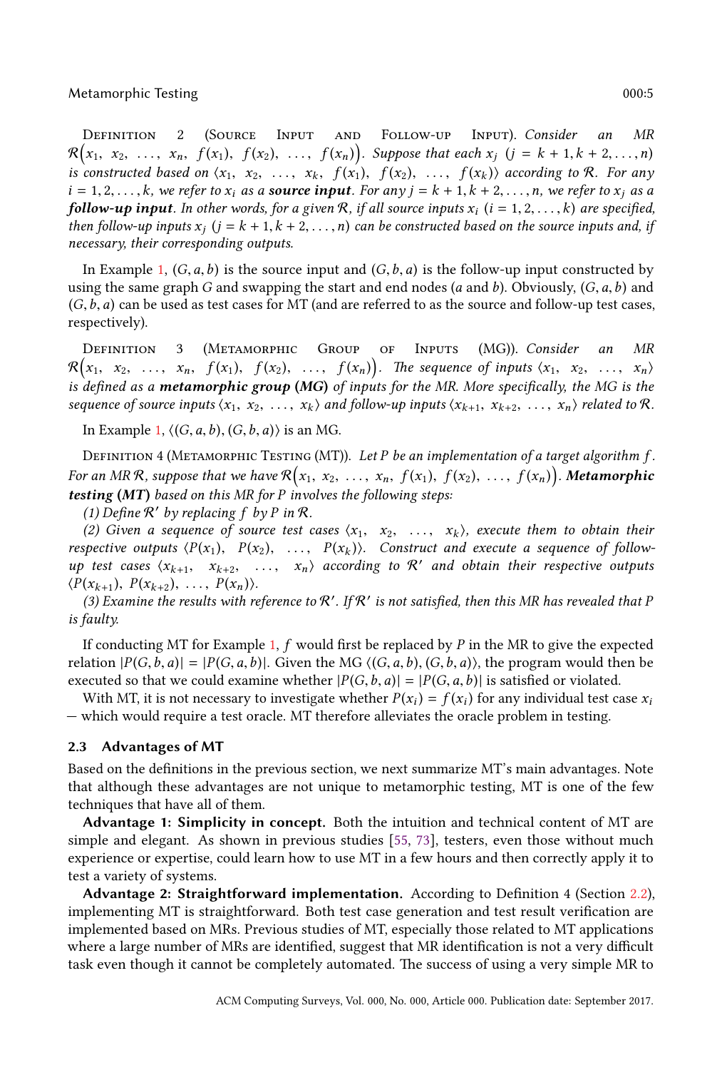Definition 2 (Source Input and Follow-up Input). *Consider an MR $\mathcal{R}\big(x_1,\ x_2,\ \ldots,\ x_n,\ f(x_1),\ f(x_2),\ \ldots,\ f(x_n)\big)$. Suppose that each $x_j$ $(j = k+1, k+2, \ldots, n)$ is constructed based on $\langle x_1,\ x_2,\ \ldots,\ x_k,\ f(x_1),\ f(x_2),\ \ldots,\ f(x_k)\rangle$ according to $\mathcal{R}$. For any $i = 1, 2, \ldots, k$, we refer to $x_i$ as a* ***source input****. For any $j = k+1, k+2, \ldots, n$, we refer to $x_j$ as a* ***follow-up input****. In other words, for a given $\mathcal{R}$, if all source inputs $x_i$ $(i = 1, 2, \ldots, k)$ are specified, then follow-up inputs $x_j$ $(j = k+1, k+2, \ldots, n)$ can be constructed based on the source inputs and, if necessary, their corresponding outputs.*

In Example 1, $(G, a, b)$ is the source input and $(G, b, a)$ is the follow-up input constructed by using the same graph $G$ and swapping the start and end nodes ($a$ and $b$). Obviously, $(G, a, b)$ and $(G, b, a)$ can be used as test cases for MT (and are referred to as the source and follow-up test cases, respectively).

Definition 3 (Metamorphic Group of Inputs (MG)). *Consider an MR $\mathcal{R}\big(x_1,\ x_2,\ \ldots,\ x_n,\ f(x_1),\ f(x_2),\ \ldots,\ f(x_n)\big)$. The sequence of inputs $\langle x_1,\ x_2,\ \ldots,\ x_n\rangle$ is defined as a* ***metamorphic group (MG)*** *of inputs for the MR. More specifically, the MG is the sequence of source inputs $\langle x_1,\ x_2,\ \ldots,\ x_k\rangle$ and follow-up inputs $\langle x_{k+1},\ x_{k+2},\ \ldots,\ x_n\rangle$ related to $\mathcal{R}$.*

In Example 1, $\langle (G, a, b), (G, b, a)\rangle$ is an MG.

Definition 4 (Metamorphic Testing (MT)). *Let $P$ be an implementation of a target algorithm $f$. For an MR $\mathcal{R}$, suppose that we have $\mathcal{R}\big(x_1,\ x_2,\ \ldots,\ x_n,\ f(x_1),\ f(x_2),\ \ldots,\ f(x_n)\big)$.* ***Metamorphic testing (MT)*** *based on this MR for $P$ involves the following steps:*

*(1) Define $\mathcal{R}'$ by replacing $f$ by $P$ in $\mathcal{R}$.*

*(2) Given a sequence of source test cases $\langle x_1,\ x_2,\ \ldots,\ x_k\rangle$, execute them to obtain their respective outputs $\langle P(x_1),\ P(x_2),\ \ldots,\ P(x_k)\rangle$. Construct and execute a sequence of follow-up test cases $\langle x_{k+1},\ x_{k+2},\ \ldots,\ x_n\rangle$ according to $\mathcal{R}'$ and obtain their respective outputs $\langle P(x_{k+1}),\ P(x_{k+2}),\ \ldots,\ P(x_n)\rangle$.*

*(3) Examine the results with reference to $\mathcal{R}'$. If $\mathcal{R}'$ is not satisfied, then this MR has revealed that $P$ is faulty.*

If conducting MT for Example 1, $f$ would first be replaced by $P$ in the MR to give the expected relation $|P(G, b, a)| = |P(G, a, b)|$. Given the MG $\langle (G, a, b), (G, b, a)\rangle$, the program would then be executed so that we could examine whether $|P(G, b, a)| = |P(G, a, b)|$ is satisfied or violated.

With MT, it is not necessary to investigate whether $P(x_i) = f(x_i)$ for any individual test case $x_i$ — which would require a test oracle. MT therefore alleviates the oracle problem in testing.

## 2.3 Advantages of MT

Based on the definitions in the previous section, we next summarize MT's main advantages. Note that although these advantages are not unique to metamorphic testing, MT is one of the few techniques that have all of them.

**Advantage 1: Simplicity in concept.** Both the intuition and technical content of MT are simple and elegant. As shown in previous studies [55, 73], testers, even those without much experience or expertise, could learn how to use MT in a few hours and then correctly apply it to test a variety of systems.

**Advantage 2: Straightforward implementation.** According to Definition 4 (Section 2.2), implementing MT is straightforward. Both test case generation and test result verification are implemented based on MRs. Previous studies of MT, especially those related to MT applications where a large number of MRs are identified, suggest that MR identification is not a very difficult task even though it cannot be completely automated. The success of using a very simple MR to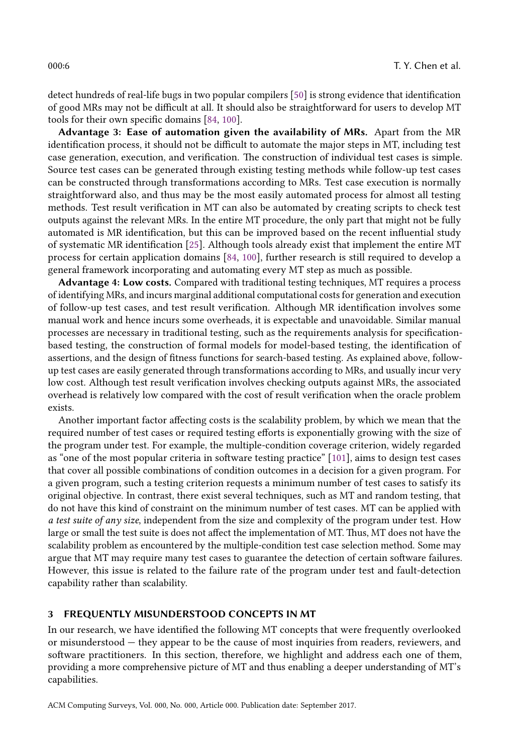detect hundreds of real-life bugs in two popular compilers [50] is strong evidence that identification of good MRs may not be difficult at all. It should also be straightforward for users to develop MT tools for their own specific domains [84, 100].

**Advantage 3: Ease of automation given the availability of MRs.** Apart from the MR identification process, it should not be difficult to automate the major steps in MT, including test case generation, execution, and verification. The construction of individual test cases is simple. Source test cases can be generated through existing testing methods while follow-up test cases can be constructed through transformations according to MRs. Test case execution is normally straightforward also, and thus may be the most easily automated process for almost all testing methods. Test result verification in MT can also be automated by creating scripts to check test outputs against the relevant MRs. In the entire MT procedure, the only part that might not be fully automated is MR identification, but this can be improved based on the recent influential study of systematic MR identification [25]. Although tools already exist that implement the entire MT process for certain application domains [84, 100], further research is still required to develop a general framework incorporating and automating every MT step as much as possible.

**Advantage 4: Low costs.** Compared with traditional testing techniques, MT requires a process of identifying MRs, and incurs marginal additional computational costs for generation and execution of follow-up test cases, and test result verification. Although MR identification involves some manual work and hence incurs some overheads, it is expectable and unavoidable. Similar manual processes are necessary in traditional testing, such as the requirements analysis for specification-based testing, the construction of formal models for model-based testing, the identification of assertions, and the design of fitness functions for search-based testing. As explained above, follow-up test cases are easily generated through transformations according to MRs, and usually incur very low cost. Although test result verification involves checking outputs against MRs, the associated overhead is relatively low compared with the cost of result verification when the oracle problem exists.

Another important factor affecting costs is the scalability problem, by which we mean that the required number of test cases or required testing efforts is exponentially growing with the size of the program under test. For example, the multiple-condition coverage criterion, widely regarded as "one of the most popular criteria in software testing practice" [101], aims to design test cases that cover all possible combinations of condition outcomes in a decision for a given program. For a given program, such a testing criterion requests a minimum number of test cases to satisfy its original objective. In contrast, there exist several techniques, such as MT and random testing, that do not have this kind of constraint on the minimum number of test cases. MT can be applied with *a test suite of any size*, independent from the size and complexity of the program under test. How large or small the test suite is does not affect the implementation of MT. Thus, MT does not have the scalability problem as encountered by the multiple-condition test case selection method. Some may argue that MT may require many test cases to guarantee the detection of certain software failures. However, this issue is related to the failure rate of the program under test and fault-detection capability rather than scalability.

## 3 FREQUENTLY MISUNDERSTOOD CONCEPTS IN MT

In our research, we have identified the following MT concepts that were frequently overlooked or misunderstood — they appear to be the cause of most inquiries from readers, reviewers, and software practitioners. In this section, therefore, we highlight and address each one of them, providing a more comprehensive picture of MT and thus enabling a deeper understanding of MT's capabilities.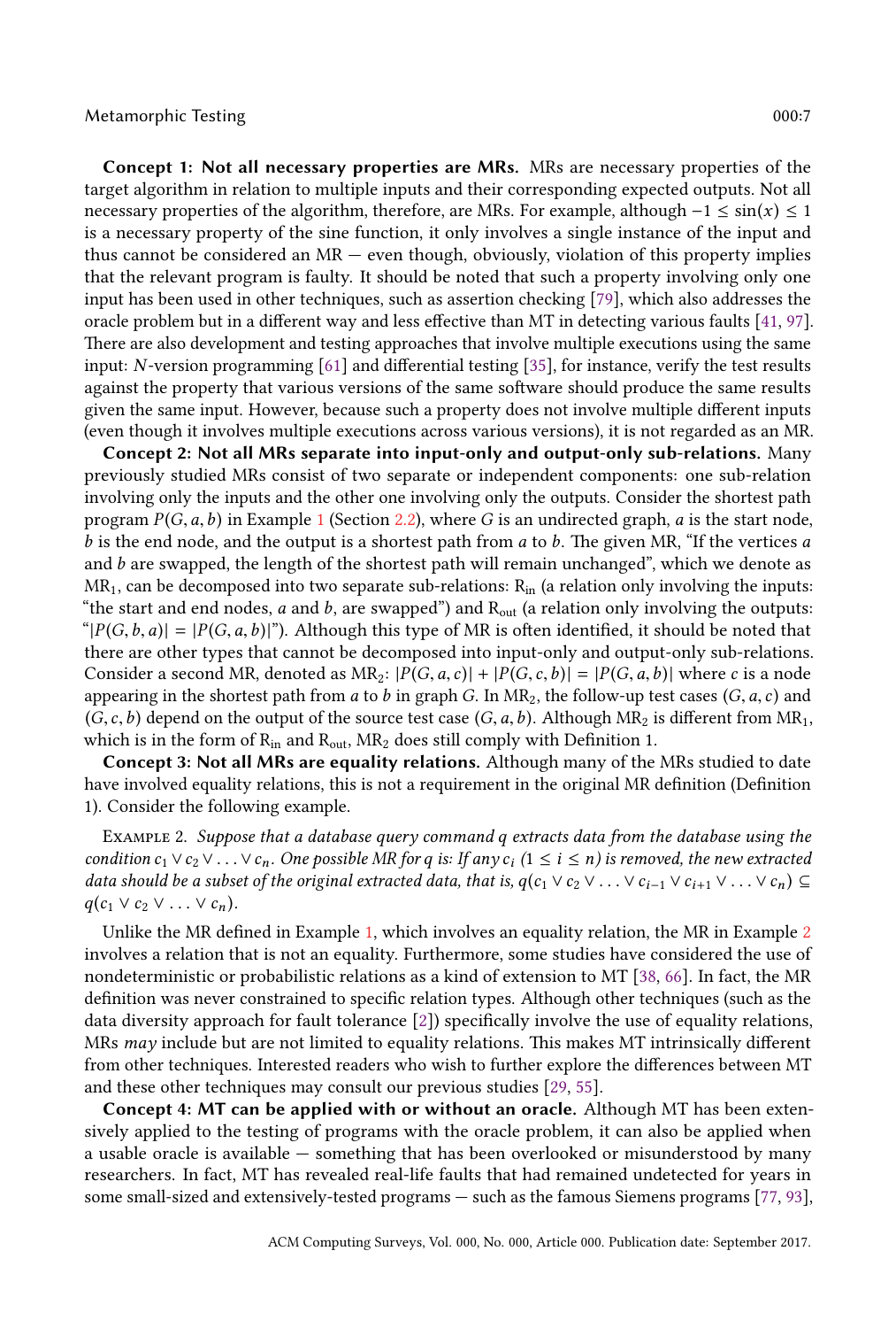**Concept 1: Not all necessary properties are MRs.** MRs are necessary properties of the target algorithm in relation to multiple inputs and their corresponding expected outputs. Not all necessary properties of the algorithm, therefore, are MRs. For example, although $-1 \leq \sin(x) \leq 1$ is a necessary property of the sine function, it only involves a single instance of the input and thus cannot be considered an MR — even though, obviously, violation of this property implies that the relevant program is faulty. It should be noted that such a property involving only one input has been used in other techniques, such as assertion checking [79], which also addresses the oracle problem but in a different way and less effective than MT in detecting various faults [41, 97]. There are also development and testing approaches that involve multiple executions using the same input: $N$-version programming [61] and differential testing [35], for instance, verify the test results against the property that various versions of the same software should produce the same results given the same input. However, because such a property does not involve multiple different inputs (even though it involves multiple executions across various versions), it is not regarded as an MR.

**Concept 2: Not all MRs separate into input-only and output-only sub-relations.** Many previously studied MRs consist of two separate or independent components: one sub-relation involving only the inputs and the other one involving only the outputs. Consider the shortest path program $P(G, a, b)$ in Example 1 (Section 2.2), where $G$ is an undirected graph, $a$ is the start node, $b$ is the end node, and the output is a shortest path from $a$ to $b$. The given MR, "If the vertices $a$ and $b$ are swapped, the length of the shortest path will remain unchanged", which we denote as $\text{MR}_1$, can be decomposed into two separate sub-relations: $\text{R}_{\text{in}}$ (a relation only involving the inputs: "the start and end nodes, $a$ and $b$, are swapped") and $\text{R}_{\text{out}}$ (a relation only involving the outputs: "$|P(G, b, a)| = |P(G, a, b)|$"). Although this type of MR is often identified, it should be noted that there are other types that cannot be decomposed into input-only and output-only sub-relations. Consider a second MR, denoted as $\text{MR}_2$: $|P(G, a, c)| + |P(G, c, b)| = |P(G, a, b)|$ where $c$ is a node appearing in the shortest path from $a$ to $b$ in graph $G$. In $\text{MR}_2$, the follow-up test cases $(G, a, c)$ and $(G, c, b)$ depend on the output of the source test case $(G, a, b)$. Although $\text{MR}_2$ is different from $\text{MR}_1$, which is in the form of $\text{R}_{\text{in}}$ and $\text{R}_{\text{out}}$, $\text{MR}_2$ does still comply with Definition 1.

**Concept 3: Not all MRs are equality relations.** Although many of the MRs studied to date have involved equality relations, this is not a requirement in the original MR definition (Definition 1). Consider the following example.

Example 2. *Suppose that a database query command $q$ extracts data from the database using the condition $c_1 \vee c_2 \vee \ldots \vee c_n$. One possible MR for $q$ is: If any $c_i$ ($1 \leq i \leq n$) is removed, the new extracted data should be a subset of the original extracted data, that is, $q(c_1 \vee c_2 \vee \ldots \vee c_{i-1} \vee c_{i+1} \vee \ldots \vee c_n) \subseteq q(c_1 \vee c_2 \vee \ldots \vee c_n)$.*

Unlike the MR defined in Example 1, which involves an equality relation, the MR in Example 2 involves a relation that is not an equality. Furthermore, some studies have considered the use of nondeterministic or probabilistic relations as a kind of extension to MT [38, 66]. In fact, the MR definition was never constrained to specific relation types. Although other techniques (such as the data diversity approach for fault tolerance [2]) specifically involve the use of equality relations, MRs *may* include but are not limited to equality relations. This makes MT intrinsically different from other techniques. Interested readers who wish to further explore the differences between MT and these other techniques may consult our previous studies [29, 55].

**Concept 4: MT can be applied with or without an oracle.** Although MT has been extensively applied to the testing of programs with the oracle problem, it can also be applied when a usable oracle is available — something that has been overlooked or misunderstood by many researchers. In fact, MT has revealed real-life faults that had remained undetected for years in some small-sized and extensively-tested programs — such as the famous Siemens programs [77, 93],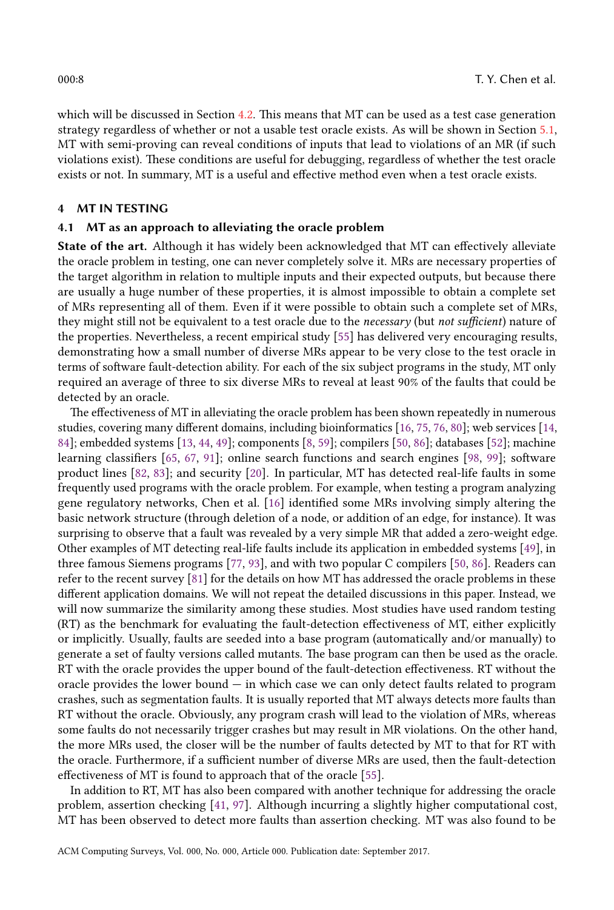which will be discussed in Section 4.2. This means that MT can be used as a test case generation strategy regardless of whether or not a usable test oracle exists. As will be shown in Section 5.1, MT with semi-proving can reveal conditions of inputs that lead to violations of an MR (if such violations exist). These conditions are useful for debugging, regardless of whether the test oracle exists or not. In summary, MT is a useful and effective method even when a test oracle exists.

# 4 MT IN TESTING

## 4.1 MT as an approach to alleviating the oracle problem

**State of the art.** Although it has widely been acknowledged that MT can effectively alleviate the oracle problem in testing, one can never completely solve it. MRs are necessary properties of the target algorithm in relation to multiple inputs and their expected outputs, but because there are usually a huge number of these properties, it is almost impossible to obtain a complete set of MRs representing all of them. Even if it were possible to obtain such a complete set of MRs, they might still not be equivalent to a test oracle due to the *necessary* (but *not sufficient*) nature of the properties. Nevertheless, a recent empirical study [55] has delivered very encouraging results, demonstrating how a small number of diverse MRs appear to be very close to the test oracle in terms of software fault-detection ability. For each of the six subject programs in the study, MT only required an average of three to six diverse MRs to reveal at least 90% of the faults that could be detected by an oracle.

The effectiveness of MT in alleviating the oracle problem has been shown repeatedly in numerous studies, covering many different domains, including bioinformatics [16, 75, 76, 80]; web services [14, 84]; embedded systems [13, 44, 49]; components [8, 59]; compilers [50, 86]; databases [52]; machine learning classifiers [65, 67, 91]; online search functions and search engines [98, 99]; software product lines [82, 83]; and security [20]. In particular, MT has detected real-life faults in some frequently used programs with the oracle problem. For example, when testing a program analyzing gene regulatory networks, Chen et al. [16] identified some MRs involving simply altering the basic network structure (through deletion of a node, or addition of an edge, for instance). It was surprising to observe that a fault was revealed by a very simple MR that added a zero-weight edge. Other examples of MT detecting real-life faults include its application in embedded systems [49], in three famous Siemens programs [77, 93], and with two popular C compilers [50, 86]. Readers can refer to the recent survey [81] for the details on how MT has addressed the oracle problems in these different application domains. We will not repeat the detailed discussions in this paper. Instead, we will now summarize the similarity among these studies. Most studies have used random testing (RT) as the benchmark for evaluating the fault-detection effectiveness of MT, either explicitly or implicitly. Usually, faults are seeded into a base program (automatically and/or manually) to generate a set of faulty versions called mutants. The base program can then be used as the oracle. RT with the oracle provides the upper bound of the fault-detection effectiveness. RT without the oracle provides the lower bound — in which case we can only detect faults related to program crashes, such as segmentation faults. It is usually reported that MT always detects more faults than RT without the oracle. Obviously, any program crash will lead to the violation of MRs, whereas some faults do not necessarily trigger crashes but may result in MR violations. On the other hand, the more MRs used, the closer will be the number of faults detected by MT to that for RT with the oracle. Furthermore, if a sufficient number of diverse MRs are used, then the fault-detection effectiveness of MT is found to approach that of the oracle [55].

In addition to RT, MT has also been compared with another technique for addressing the oracle problem, assertion checking [41, 97]. Although incurring a slightly higher computational cost, MT has been observed to detect more faults than assertion checking. MT was also found to be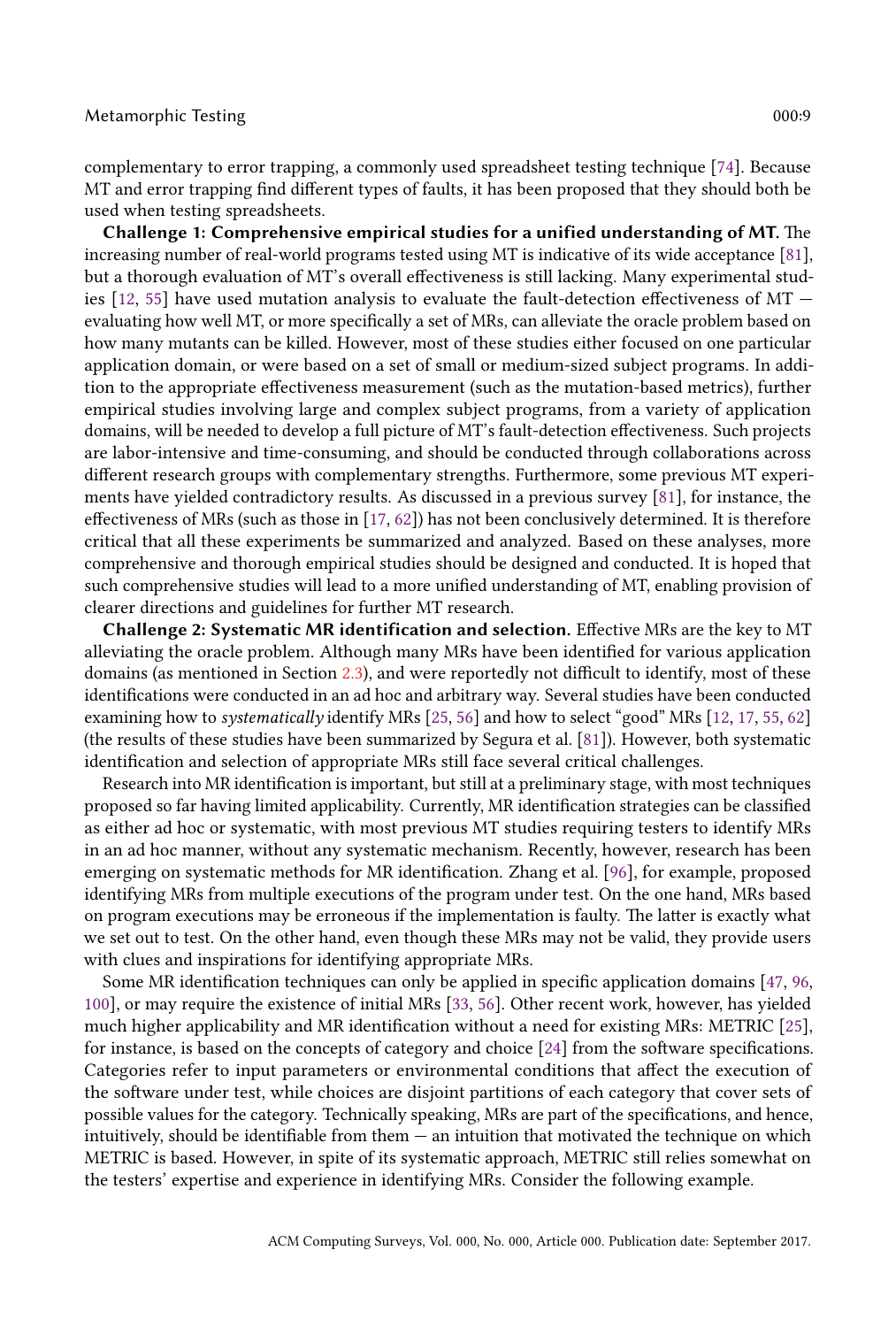complementary to error trapping, a commonly used spreadsheet testing technique [74]. Because MT and error trapping find different types of faults, it has been proposed that they should both be used when testing spreadsheets.

**Challenge 1: Comprehensive empirical studies for a unified understanding of MT.** The increasing number of real-world programs tested using MT is indicative of its wide acceptance [81], but a thorough evaluation of MT's overall effectiveness is still lacking. Many experimental studies [12, 55] have used mutation analysis to evaluate the fault-detection effectiveness of MT — evaluating how well MT, or more specifically a set of MRs, can alleviate the oracle problem based on how many mutants can be killed. However, most of these studies either focused on one particular application domain, or were based on a set of small or medium-sized subject programs. In addition to the appropriate effectiveness measurement (such as the mutation-based metrics), further empirical studies involving large and complex subject programs, from a variety of application domains, will be needed to develop a full picture of MT's fault-detection effectiveness. Such projects are labor-intensive and time-consuming, and should be conducted through collaborations across different research groups with complementary strengths. Furthermore, some previous MT experiments have yielded contradictory results. As discussed in a previous survey [81], for instance, the effectiveness of MRs (such as those in [17, 62]) has not been conclusively determined. It is therefore critical that all these experiments be summarized and analyzed. Based on these analyses, more comprehensive and thorough empirical studies should be designed and conducted. It is hoped that such comprehensive studies will lead to a more unified understanding of MT, enabling provision of clearer directions and guidelines for further MT research.

**Challenge 2: Systematic MR identification and selection.** Effective MRs are the key to MT alleviating the oracle problem. Although many MRs have been identified for various application domains (as mentioned in Section 2.3), and were reportedly not difficult to identify, most of these identifications were conducted in an ad hoc and arbitrary way. Several studies have been conducted examining how to *systematically* identify MRs [25, 56] and how to select "good" MRs [12, 17, 55, 62] (the results of these studies have been summarized by Segura et al. [81]). However, both systematic identification and selection of appropriate MRs still face several critical challenges.

Research into MR identification is important, but still at a preliminary stage, with most techniques proposed so far having limited applicability. Currently, MR identification strategies can be classified as either ad hoc or systematic, with most previous MT studies requiring testers to identify MRs in an ad hoc manner, without any systematic mechanism. Recently, however, research has been emerging on systematic methods for MR identification. Zhang et al. [96], for example, proposed identifying MRs from multiple executions of the program under test. On the one hand, MRs based on program executions may be erroneous if the implementation is faulty. The latter is exactly what we set out to test. On the other hand, even though these MRs may not be valid, they provide users with clues and inspirations for identifying appropriate MRs.

Some MR identification techniques can only be applied in specific application domains [47, 96, 100], or may require the existence of initial MRs [33, 56]. Other recent work, however, has yielded much higher applicability and MR identification without a need for existing MRs: METRIC [25], for instance, is based on the concepts of category and choice [24] from the software specifications. Categories refer to input parameters or environmental conditions that affect the execution of the software under test, while choices are disjoint partitions of each category that cover sets of possible values for the category. Technically speaking, MRs are part of the specifications, and hence, intuitively, should be identifiable from them — an intuition that motivated the technique on which METRIC is based. However, in spite of its systematic approach, METRIC still relies somewhat on the testers' expertise and experience in identifying MRs. Consider the following example.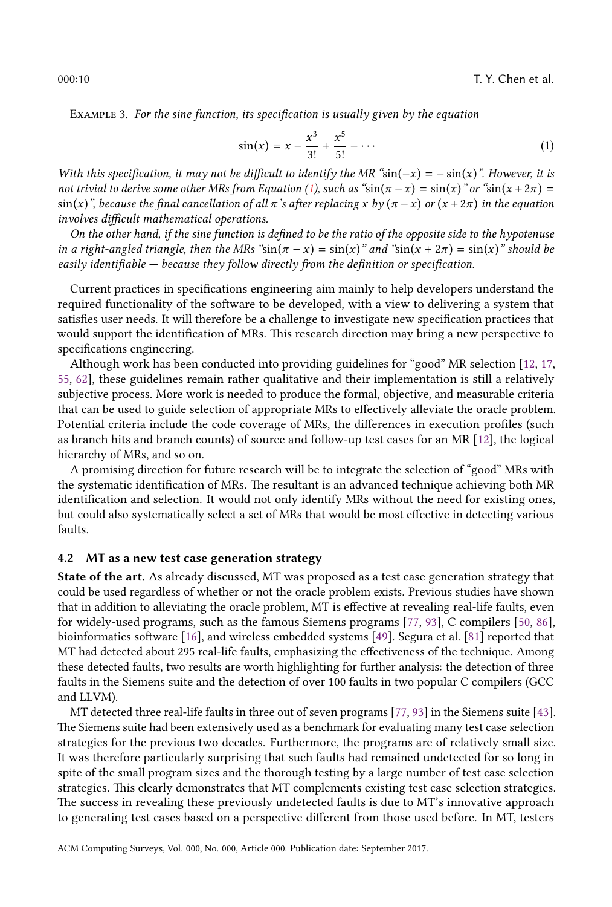Example 3. *For the sine function, its specification is usually given by the equation*

$$\sin(x) = x - \frac{x^3}{3!} + \frac{x^5}{5!} - \cdots \tag{1}$$

*With this specification, it may not be difficult to identify the MR "$\sin(-x) = -\sin(x)$". However, it is not trivial to derive some other MRs from Equation (1), such as "$\sin(\pi - x) = \sin(x)$" or "$\sin(x + 2\pi) = \sin(x)$", because the final cancellation of all $\pi$'s after replacing $x$ by $(\pi - x)$ or $(x + 2\pi)$ in the equation involves difficult mathematical operations.*

*On the other hand, if the sine function is defined to be the ratio of the opposite side to the hypotenuse in a right-angled triangle, then the MRs "$\sin(\pi - x) = \sin(x)$" and "$\sin(x + 2\pi) = \sin(x)$" should be easily identifiable — because they follow directly from the definition or specification.*

Current practices in specifications engineering aim mainly to help developers understand the required functionality of the software to be developed, with a view to delivering a system that satisfies user needs. It will therefore be a challenge to investigate new specification practices that would support the identification of MRs. This research direction may bring a new perspective to specifications engineering.

Although work has been conducted into providing guidelines for "good" MR selection [12, 17, 55, 62], these guidelines remain rather qualitative and their implementation is still a relatively subjective process. More work is needed to produce the formal, objective, and measurable criteria that can be used to guide selection of appropriate MRs to effectively alleviate the oracle problem. Potential criteria include the code coverage of MRs, the differences in execution profiles (such as branch hits and branch counts) of source and follow-up test cases for an MR [12], the logical hierarchy of MRs, and so on.

A promising direction for future research will be to integrate the selection of "good" MRs with the systematic identification of MRs. The resultant is an advanced technique achieving both MR identification and selection. It would not only identify MRs without the need for existing ones, but could also systematically select a set of MRs that would be most effective in detecting various faults.

### 4.2 MT as a new test case generation strategy

**State of the art.** As already discussed, MT was proposed as a test case generation strategy that could be used regardless of whether or not the oracle problem exists. Previous studies have shown that in addition to alleviating the oracle problem, MT is effective at revealing real-life faults, even for widely-used programs, such as the famous Siemens programs [77, 93], C compilers [50, 86], bioinformatics software [16], and wireless embedded systems [49]. Segura et al. [81] reported that MT had detected about 295 real-life faults, emphasizing the effectiveness of the technique. Among these detected faults, two results are worth highlighting for further analysis: the detection of three faults in the Siemens suite and the detection of over 100 faults in two popular C compilers (GCC and LLVM).

MT detected three real-life faults in three out of seven programs [77, 93] in the Siemens suite [43]. The Siemens suite had been extensively used as a benchmark for evaluating many test case selection strategies for the previous two decades. Furthermore, the programs are of relatively small size. It was therefore particularly surprising that such faults had remained undetected for so long in spite of the small program sizes and the thorough testing by a large number of test case selection strategies. This clearly demonstrates that MT complements existing test case selection strategies. The success in revealing these previously undetected faults is due to MT's innovative approach to generating test cases based on a perspective different from those used before. In MT, testers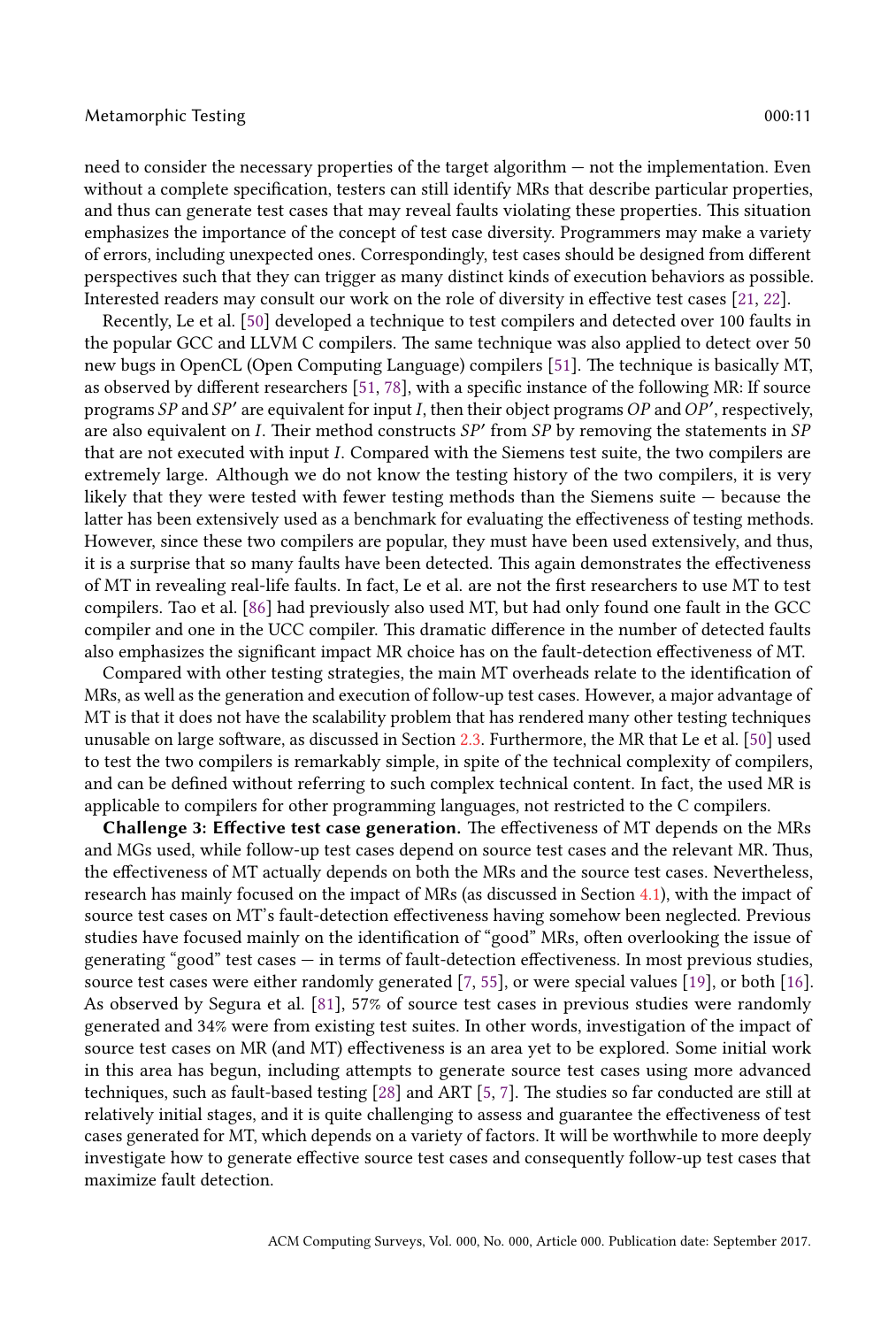need to consider the necessary properties of the target algorithm — not the implementation. Even without a complete specification, testers can still identify MRs that describe particular properties, and thus can generate test cases that may reveal faults violating these properties. This situation emphasizes the importance of the concept of test case diversity. Programmers may make a variety of errors, including unexpected ones. Correspondingly, test cases should be designed from different perspectives such that they can trigger as many distinct kinds of execution behaviors as possible. Interested readers may consult our work on the role of diversity in effective test cases [21, 22].

Recently, Le et al. [50] developed a technique to test compilers and detected over 100 faults in the popular GCC and LLVM C compilers. The same technique was also applied to detect over 50 new bugs in OpenCL (Open Computing Language) compilers [51]. The technique is basically MT, as observed by different researchers [51, 78], with a specific instance of the following MR: If source programs $SP$ and $SP'$ are equivalent for input $I$, then their object programs $OP$ and $OP'$, respectively, are also equivalent on $I$. Their method constructs $SP'$ from $SP$ by removing the statements in $SP$ that are not executed with input $I$. Compared with the Siemens test suite, the two compilers are extremely large. Although we do not know the testing history of the two compilers, it is very likely that they were tested with fewer testing methods than the Siemens suite — because the latter has been extensively used as a benchmark for evaluating the effectiveness of testing methods. However, since these two compilers are popular, they must have been used extensively, and thus, it is a surprise that so many faults have been detected. This again demonstrates the effectiveness of MT in revealing real-life faults. In fact, Le et al. are not the first researchers to use MT to test compilers. Tao et al. [86] had previously also used MT, but had only found one fault in the GCC compiler and one in the UCC compiler. This dramatic difference in the number of detected faults also emphasizes the significant impact MR choice has on the fault-detection effectiveness of MT.

Compared with other testing strategies, the main MT overheads relate to the identification of MRs, as well as the generation and execution of follow-up test cases. However, a major advantage of MT is that it does not have the scalability problem that has rendered many other testing techniques unusable on large software, as discussed in Section 2.3. Furthermore, the MR that Le et al. [50] used to test the two compilers is remarkably simple, in spite of the technical complexity of compilers, and can be defined without referring to such complex technical content. In fact, the used MR is applicable to compilers for other programming languages, not restricted to the C compilers.

**Challenge 3: Effective test case generation.** The effectiveness of MT depends on the MRs and MGs used, while follow-up test cases depend on source test cases and the relevant MR. Thus, the effectiveness of MT actually depends on both the MRs and the source test cases. Nevertheless, research has mainly focused on the impact of MRs (as discussed in Section 4.1), with the impact of source test cases on MT's fault-detection effectiveness having somehow been neglected. Previous studies have focused mainly on the identification of "good" MRs, often overlooking the issue of generating "good" test cases — in terms of fault-detection effectiveness. In most previous studies, source test cases were either randomly generated [7, 55], or were special values [19], or both [16]. As observed by Segura et al. [81], 57% of source test cases in previous studies were randomly generated and 34% were from existing test suites. In other words, investigation of the impact of source test cases on MR (and MT) effectiveness is an area yet to be explored. Some initial work in this area has begun, including attempts to generate source test cases using more advanced techniques, such as fault-based testing [28] and ART [5, 7]. The studies so far conducted are still at relatively initial stages, and it is quite challenging to assess and guarantee the effectiveness of test cases generated for MT, which depends on a variety of factors. It will be worthwhile to more deeply investigate how to generate effective source test cases and consequently follow-up test cases that maximize fault detection.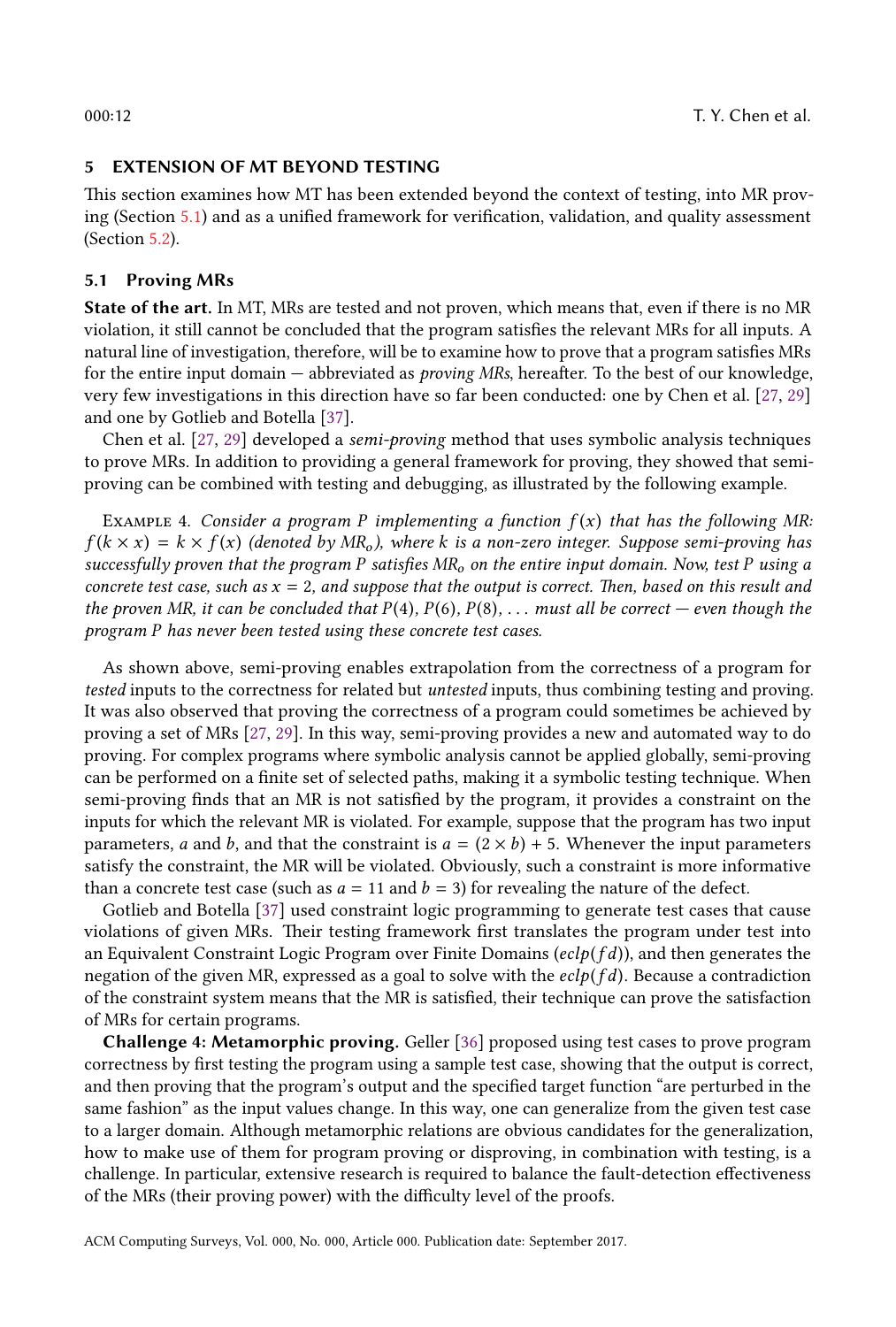## 5 EXTENSION OF MT BEYOND TESTING

This section examines how MT has been extended beyond the context of testing, into MR proving (Section 5.1) and as a unified framework for verification, validation, and quality assessment (Section 5.2).

### 5.1 Proving MRs

**State of the art.** In MT, MRs are tested and not proven, which means that, even if there is no MR violation, it still cannot be concluded that the program satisfies the relevant MRs for all inputs. A natural line of investigation, therefore, will be to examine how to prove that a program satisfies MRs for the entire input domain — abbreviated as *proving MRs*, hereafter. To the best of our knowledge, very few investigations in this direction have so far been conducted: one by Chen et al. [27, 29] and one by Gotlieb and Botella [37].

Chen et al. [27, 29] developed a *semi-proving* method that uses symbolic analysis techniques to prove MRs. In addition to providing a general framework for proving, they showed that semi-proving can be combined with testing and debugging, as illustrated by the following example.

Example 4. *Consider a program $P$ implementing a function $f(x)$ that has the following MR: $f(k \times x) = k \times f(x)$ (denoted by $MR_o$), where $k$ is a non-zero integer. Suppose semi-proving has successfully proven that the program $P$ satisfies $MR_o$ on the entire input domain. Now, test $P$ using a concrete test case, such as $x = 2$, and suppose that the output is correct. Then, based on this result and the proven MR, it can be concluded that $P(4)$, $P(6)$, $P(8)$, ... must all be correct — even though the program $P$ has never been tested using these concrete test cases.*

As shown above, semi-proving enables extrapolation from the correctness of a program for *tested* inputs to the correctness for related but *untested* inputs, thus combining testing and proving. It was also observed that proving the correctness of a program could sometimes be achieved by proving a set of MRs [27, 29]. In this way, semi-proving provides a new and automated way to do proving. For complex programs where symbolic analysis cannot be applied globally, semi-proving can be performed on a finite set of selected paths, making it a symbolic testing technique. When semi-proving finds that an MR is not satisfied by the program, it provides a constraint on the inputs for which the relevant MR is violated. For example, suppose that the program has two input parameters, $a$ and $b$, and that the constraint is $a = (2 \times b) + 5$. Whenever the input parameters satisfy the constraint, the MR will be violated. Obviously, such a constraint is more informative than a concrete test case (such as $a = 11$ and $b = 3$) for revealing the nature of the defect.

Gotlieb and Botella [37] used constraint logic programming to generate test cases that cause violations of given MRs. Their testing framework first translates the program under test into an Equivalent Constraint Logic Program over Finite Domains ($eclp(fd)$), and then generates the negation of the given MR, expressed as a goal to solve with the $eclp(fd)$. Because a contradiction of the constraint system means that the MR is satisfied, their technique can prove the satisfaction of MRs for certain programs.

**Challenge 4: Metamorphic proving.** Geller [36] proposed using test cases to prove program correctness by first testing the program using a sample test case, showing that the output is correct, and then proving that the program's output and the specified target function "are perturbed in the same fashion" as the input values change. In this way, one can generalize from the given test case to a larger domain. Although metamorphic relations are obvious candidates for the generalization, how to make use of them for program proving or disproving, in combination with testing, is a challenge. In particular, extensive research is required to balance the fault-detection effectiveness of the MRs (their proving power) with the difficulty level of the proofs.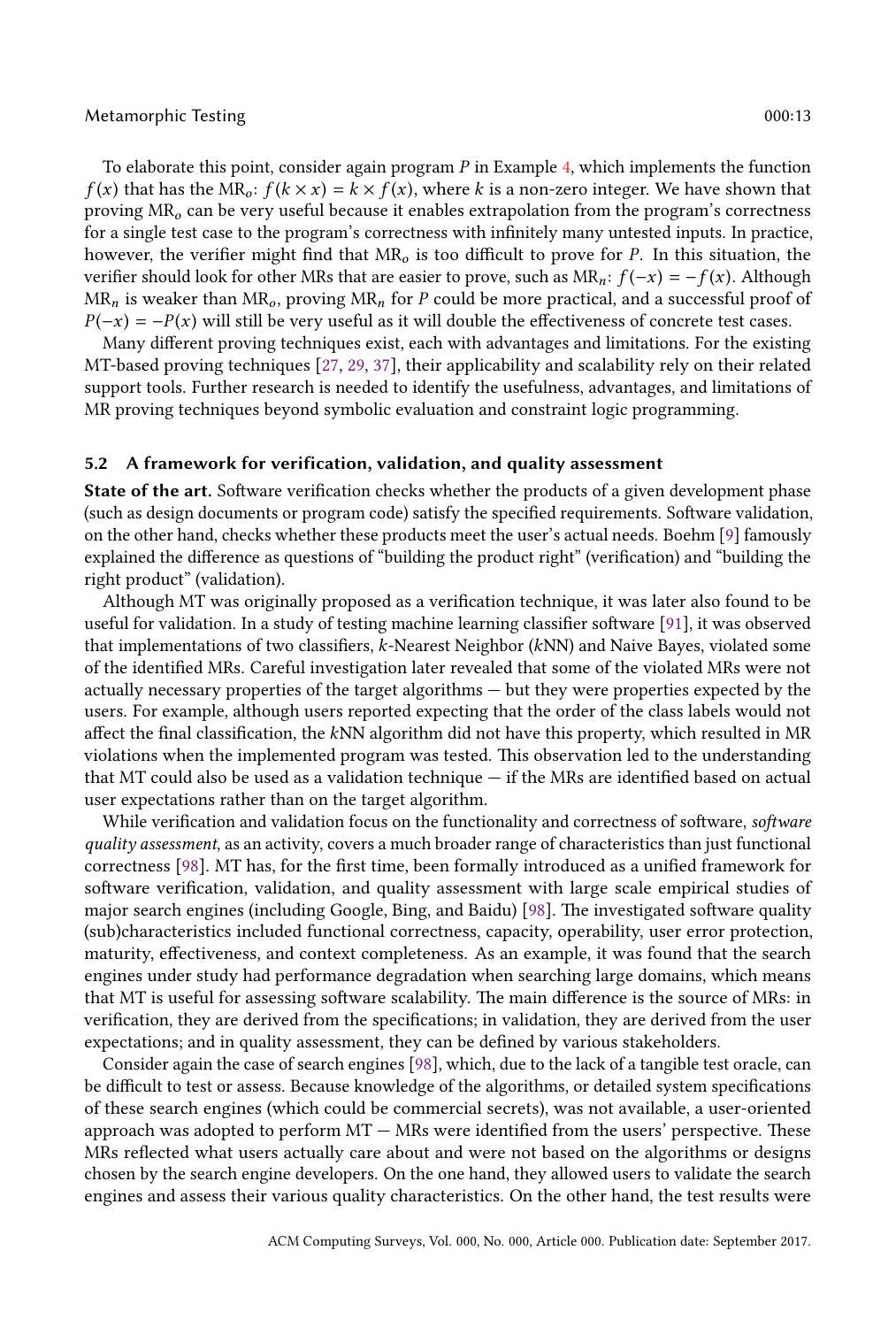To elaborate this point, consider again program $P$ in Example 4, which implements the function $f(x)$ that has the $\text{MR}_o$: $f(k \times x) = k \times f(x)$, where $k$ is a non-zero integer. We have shown that proving $\text{MR}_o$ can be very useful because it enables extrapolation from the program's correctness for a single test case to the program's correctness with infinitely many untested inputs. In practice, however, the verifier might find that $\text{MR}_o$ is too difficult to prove for $P$. In this situation, the verifier should look for other MRs that are easier to prove, such as $\text{MR}_n$: $f(-x) = -f(x)$. Although $\text{MR}_n$ is weaker than $\text{MR}_o$, proving $\text{MR}_n$ for $P$ could be more practical, and a successful proof of $P(-x) = -P(x)$ will still be very useful as it will double the effectiveness of concrete test cases.

Many different proving techniques exist, each with advantages and limitations. For the existing MT-based proving techniques [27, 29, 37], their applicability and scalability rely on their related support tools. Further research is needed to identify the usefulness, advantages, and limitations of MR proving techniques beyond symbolic evaluation and constraint logic programming.

### 5.2 A framework for verification, validation, and quality assessment

**State of the art.** Software verification checks whether the products of a given development phase (such as design documents or program code) satisfy the specified requirements. Software validation, on the other hand, checks whether these products meet the user's actual needs. Boehm [9] famously explained the difference as questions of "building the product right" (verification) and "building the right product" (validation).

Although MT was originally proposed as a verification technique, it was later also found to be useful for validation. In a study of testing machine learning classifier software [91], it was observed that implementations of two classifiers, $k$-Nearest Neighbor ($k$NN) and Naive Bayes, violated some of the identified MRs. Careful investigation later revealed that some of the violated MRs were not actually necessary properties of the target algorithms — but they were properties expected by the users. For example, although users reported expecting that the order of the class labels would not affect the final classification, the $k$NN algorithm did not have this property, which resulted in MR violations when the implemented program was tested. This observation led to the understanding that MT could also be used as a validation technique — if the MRs are identified based on actual user expectations rather than on the target algorithm.

While verification and validation focus on the functionality and correctness of software, *software quality assessment*, as an activity, covers a much broader range of characteristics than just functional correctness [98]. MT has, for the first time, been formally introduced as a unified framework for software verification, validation, and quality assessment with large scale empirical studies of major search engines (including Google, Bing, and Baidu) [98]. The investigated software quality (sub)characteristics included functional correctness, capacity, operability, user error protection, maturity, effectiveness, and context completeness. As an example, it was found that the search engines under study had performance degradation when searching large domains, which means that MT is useful for assessing software scalability. The main difference is the source of MRs: in verification, they are derived from the specifications; in validation, they are derived from the user expectations; and in quality assessment, they can be defined by various stakeholders.

Consider again the case of search engines [98], which, due to the lack of a tangible test oracle, can be difficult to test or assess. Because knowledge of the algorithms, or detailed system specifications of these search engines (which could be commercial secrets), was not available, a user-oriented approach was adopted to perform MT — MRs were identified from the users' perspective. These MRs reflected what users actually care about and were not based on the algorithms or designs chosen by the search engine developers. On the one hand, they allowed users to validate the search engines and assess their various quality characteristics. On the other hand, the test results were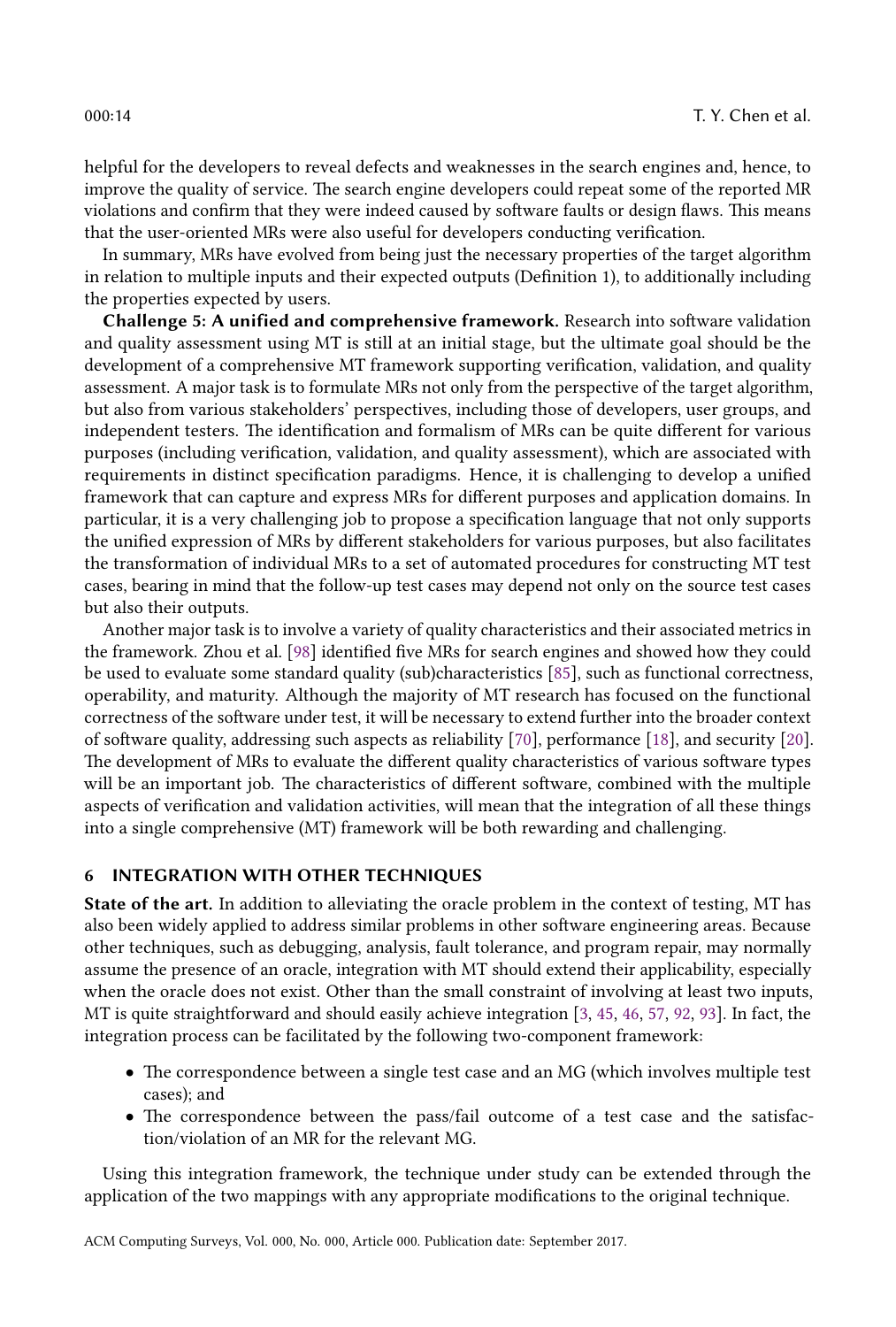helpful for the developers to reveal defects and weaknesses in the search engines and, hence, to improve the quality of service. The search engine developers could repeat some of the reported MR violations and confirm that they were indeed caused by software faults or design flaws. This means that the user-oriented MRs were also useful for developers conducting verification.

In summary, MRs have evolved from being just the necessary properties of the target algorithm in relation to multiple inputs and their expected outputs (Definition 1), to additionally including the properties expected by users.

**Challenge 5: A unified and comprehensive framework.** Research into software validation and quality assessment using MT is still at an initial stage, but the ultimate goal should be the development of a comprehensive MT framework supporting verification, validation, and quality assessment. A major task is to formulate MRs not only from the perspective of the target algorithm, but also from various stakeholders' perspectives, including those of developers, user groups, and independent testers. The identification and formalism of MRs can be quite different for various purposes (including verification, validation, and quality assessment), which are associated with requirements in distinct specification paradigms. Hence, it is challenging to develop a unified framework that can capture and express MRs for different purposes and application domains. In particular, it is a very challenging job to propose a specification language that not only supports the unified expression of MRs by different stakeholders for various purposes, but also facilitates the transformation of individual MRs to a set of automated procedures for constructing MT test cases, bearing in mind that the follow-up test cases may depend not only on the source test cases but also their outputs.

Another major task is to involve a variety of quality characteristics and their associated metrics in the framework. Zhou et al. [98] identified five MRs for search engines and showed how they could be used to evaluate some standard quality (sub)characteristics [85], such as functional correctness, operability, and maturity. Although the majority of MT research has focused on the functional correctness of the software under test, it will be necessary to extend further into the broader context of software quality, addressing such aspects as reliability [70], performance [18], and security [20]. The development of MRs to evaluate the different quality characteristics of various software types will be an important job. The characteristics of different software, combined with the multiple aspects of verification and validation activities, will mean that the integration of all these things into a single comprehensive (MT) framework will be both rewarding and challenging.

## 6 INTEGRATION WITH OTHER TECHNIQUES

**State of the art.** In addition to alleviating the oracle problem in the context of testing, MT has also been widely applied to address similar problems in other software engineering areas. Because other techniques, such as debugging, analysis, fault tolerance, and program repair, may normally assume the presence of an oracle, integration with MT should extend their applicability, especially when the oracle does not exist. Other than the small constraint of involving at least two inputs, MT is quite straightforward and should easily achieve integration [3, 45, 46, 57, 92, 93]. In fact, the integration process can be facilitated by the following two-component framework:

- The correspondence between a single test case and an MG (which involves multiple test cases); and
- The correspondence between the pass/fail outcome of a test case and the satisfaction/violation of an MR for the relevant MG.

Using this integration framework, the technique under study can be extended through the application of the two mappings with any appropriate modifications to the original technique.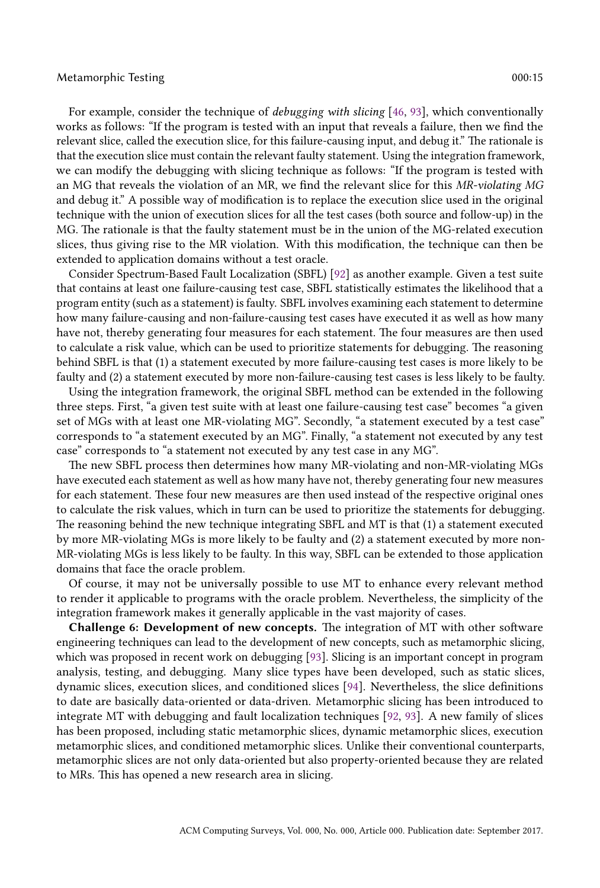For example, consider the technique of *debugging with slicing* [46, 93], which conventionally works as follows: "If the program is tested with an input that reveals a failure, then we find the relevant slice, called the execution slice, for this failure-causing input, and debug it." The rationale is that the execution slice must contain the relevant faulty statement. Using the integration framework, we can modify the debugging with slicing technique as follows: "If the program is tested with an MG that reveals the violation of an MR, we find the relevant slice for this *MR-violating MG* and debug it." A possible way of modification is to replace the execution slice used in the original technique with the union of execution slices for all the test cases (both source and follow-up) in the MG. The rationale is that the faulty statement must be in the union of the MG-related execution slices, thus giving rise to the MR violation. With this modification, the technique can then be extended to application domains without a test oracle.

Consider Spectrum-Based Fault Localization (SBFL) [92] as another example. Given a test suite that contains at least one failure-causing test case, SBFL statistically estimates the likelihood that a program entity (such as a statement) is faulty. SBFL involves examining each statement to determine how many failure-causing and non-failure-causing test cases have executed it as well as how many have not, thereby generating four measures for each statement. The four measures are then used to calculate a risk value, which can be used to prioritize statements for debugging. The reasoning behind SBFL is that (1) a statement executed by more failure-causing test cases is more likely to be faulty and (2) a statement executed by more non-failure-causing test cases is less likely to be faulty.

Using the integration framework, the original SBFL method can be extended in the following three steps. First, "a given test suite with at least one failure-causing test case" becomes "a given set of MGs with at least one MR-violating MG". Secondly, "a statement executed by a test case" corresponds to "a statement executed by an MG". Finally, "a statement not executed by any test case" corresponds to "a statement not executed by any test case in any MG".

The new SBFL process then determines how many MR-violating and non-MR-violating MGs have executed each statement as well as how many have not, thereby generating four new measures for each statement. These four new measures are then used instead of the respective original ones to calculate the risk values, which in turn can be used to prioritize the statements for debugging. The reasoning behind the new technique integrating SBFL and MT is that (1) a statement executed by more MR-violating MGs is more likely to be faulty and (2) a statement executed by more non-MR-violating MGs is less likely to be faulty. In this way, SBFL can be extended to those application domains that face the oracle problem.

Of course, it may not be universally possible to use MT to enhance every relevant method to render it applicable to programs with the oracle problem. Nevertheless, the simplicity of the integration framework makes it generally applicable in the vast majority of cases.

**Challenge 6: Development of new concepts.** The integration of MT with other software engineering techniques can lead to the development of new concepts, such as metamorphic slicing, which was proposed in recent work on debugging [93]. Slicing is an important concept in program analysis, testing, and debugging. Many slice types have been developed, such as static slices, dynamic slices, execution slices, and conditioned slices [94]. Nevertheless, the slice definitions to date are basically data-oriented or data-driven. Metamorphic slicing has been introduced to integrate MT with debugging and fault localization techniques [92, 93]. A new family of slices has been proposed, including static metamorphic slices, dynamic metamorphic slices, execution metamorphic slices, and conditioned metamorphic slices. Unlike their conventional counterparts, metamorphic slices are not only data-oriented but also property-oriented because they are related to MRs. This has opened a new research area in slicing.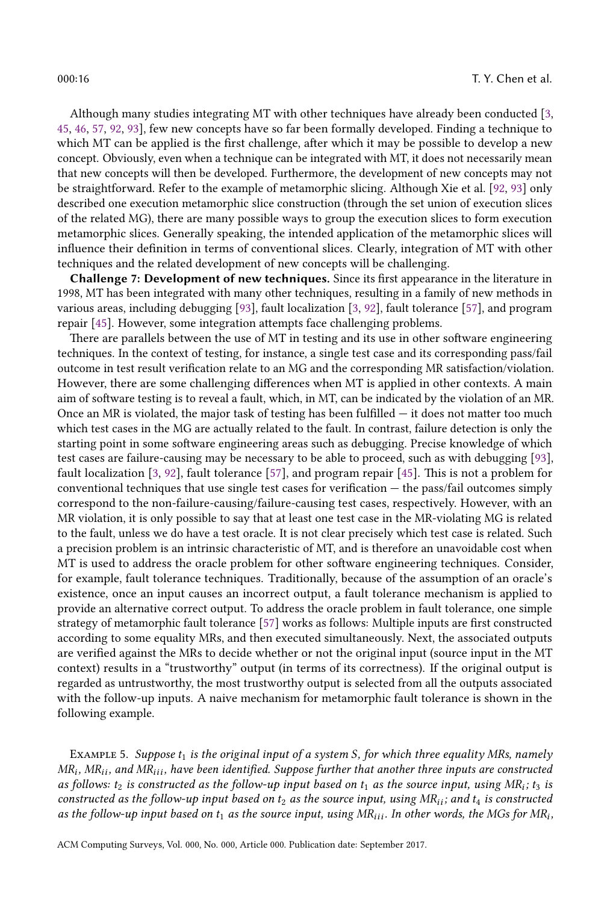Although many studies integrating MT with other techniques have already been conducted [3, 45, 46, 57, 92, 93], few new concepts have so far been formally developed. Finding a technique to which MT can be applied is the first challenge, after which it may be possible to develop a new concept. Obviously, even when a technique can be integrated with MT, it does not necessarily mean that new concepts will then be developed. Furthermore, the development of new concepts may not be straightforward. Refer to the example of metamorphic slicing. Although Xie et al. [92, 93] only described one execution metamorphic slice construction (through the set union of execution slices of the related MG), there are many possible ways to group the execution slices to form execution metamorphic slices. Generally speaking, the intended application of the metamorphic slices will influence their definition in terms of conventional slices. Clearly, integration of MT with other techniques and the related development of new concepts will be challenging.

**Challenge 7: Development of new techniques.** Since its first appearance in the literature in 1998, MT has been integrated with many other techniques, resulting in a family of new methods in various areas, including debugging [93], fault localization [3, 92], fault tolerance [57], and program repair [45]. However, some integration attempts face challenging problems.

There are parallels between the use of MT in testing and its use in other software engineering techniques. In the context of testing, for instance, a single test case and its corresponding pass/fail outcome in test result verification relate to an MG and the corresponding MR satisfaction/violation. However, there are some challenging differences when MT is applied in other contexts. A main aim of software testing is to reveal a fault, which, in MT, can be indicated by the violation of an MR. Once an MR is violated, the major task of testing has been fulfilled — it does not matter too much which test cases in the MG are actually related to the fault. In contrast, failure detection is only the starting point in some software engineering areas such as debugging. Precise knowledge of which test cases are failure-causing may be necessary to be able to proceed, such as with debugging [93], fault localization [3, 92], fault tolerance [57], and program repair [45]. This is not a problem for conventional techniques that use single test cases for verification — the pass/fail outcomes simply correspond to the non-failure-causing/failure-causing test cases, respectively. However, with an MR violation, it is only possible to say that at least one test case in the MR-violating MG is related to the fault, unless we do have a test oracle. It is not clear precisely which test case is related. Such a precision problem is an intrinsic characteristic of MT, and is therefore an unavoidable cost when MT is used to address the oracle problem for other software engineering techniques. Consider, for example, fault tolerance techniques. Traditionally, because of the assumption of an oracle's existence, once an input causes an incorrect output, a fault tolerance mechanism is applied to provide an alternative correct output. To address the oracle problem in fault tolerance, one simple strategy of metamorphic fault tolerance [57] works as follows: Multiple inputs are first constructed according to some equality MRs, and then executed simultaneously. Next, the associated outputs are verified against the MRs to decide whether or not the original input (source input in the MT context) results in a "trustworthy" output (in terms of its correctness). If the original output is regarded as untrustworthy, the most trustworthy output is selected from all the outputs associated with the follow-up inputs. A naive mechanism for metamorphic fault tolerance is shown in the following example.

Example 5. *Suppose $t_1$ is the original input of a system $S$, for which three equality MRs, namely $MR_i$, $MR_{ii}$, and $MR_{iii}$, have been identified. Suppose further that another three inputs are constructed as follows: $t_2$ is constructed as the follow-up input based on $t_1$ as the source input, using $MR_i$; $t_3$ is constructed as the follow-up input based on $t_2$ as the source input, using $MR_{ii}$; and $t_4$ is constructed as the follow-up input based on $t_1$ as the source input, using $MR_{iii}$. In other words, the MGs for $MR_i$,*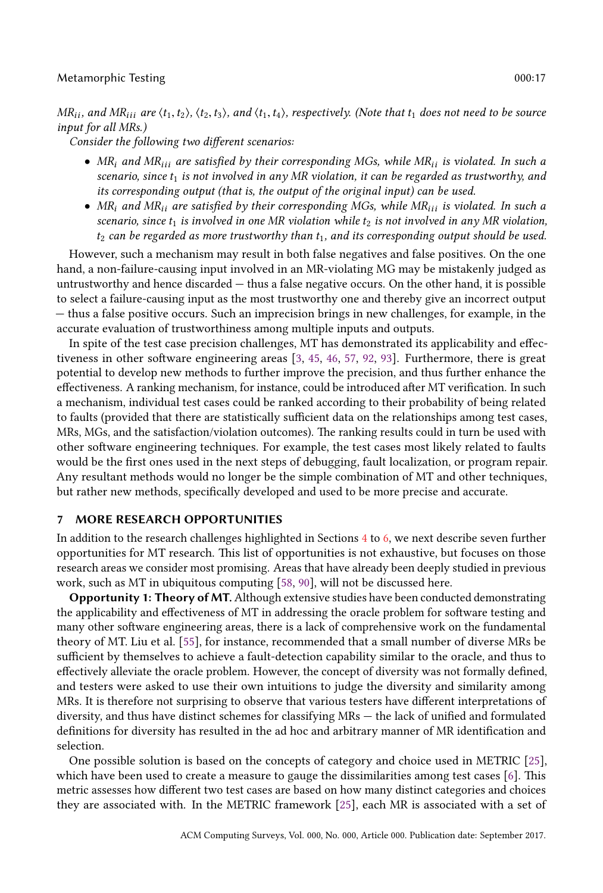*$MR_{ii}$, and $MR_{iii}$ are $\langle t_1, t_2 \rangle$, $\langle t_2, t_3 \rangle$, and $\langle t_1, t_4 \rangle$, respectively. (Note that $t_1$ does not need to be source input for all MRs.)*

*Consider the following two different scenarios:*

- *$MR_i$ and $MR_{iii}$ are satisfied by their corresponding MGs, while $MR_{ii}$ is violated. In such a scenario, since $t_1$ is not involved in any MR violation, it can be regarded as trustworthy, and its corresponding output (that is, the output of the original input) can be used.*
- *$MR_i$ and $MR_{ii}$ are satisfied by their corresponding MGs, while $MR_{iii}$ is violated. In such a scenario, since $t_1$ is involved in one MR violation while $t_2$ is not involved in any MR violation, $t_2$ can be regarded as more trustworthy than $t_1$, and its corresponding output should be used.*

However, such a mechanism may result in both false negatives and false positives. On the one hand, a non-failure-causing input involved in an MR-violating MG may be mistakenly judged as untrustworthy and hence discarded — thus a false negative occurs. On the other hand, it is possible to select a failure-causing input as the most trustworthy one and thereby give an incorrect output — thus a false positive occurs. Such an imprecision brings in new challenges, for example, in the accurate evaluation of trustworthiness among multiple inputs and outputs.

In spite of the test case precision challenges, MT has demonstrated its applicability and effectiveness in other software engineering areas [3, 45, 46, 57, 92, 93]. Furthermore, there is great potential to develop new methods to further improve the precision, and thus further enhance the effectiveness. A ranking mechanism, for instance, could be introduced after MT verification. In such a mechanism, individual test cases could be ranked according to their probability of being related to faults (provided that there are statistically sufficient data on the relationships among test cases, MRs, MGs, and the satisfaction/violation outcomes). The ranking results could in turn be used with other software engineering techniques. For example, the test cases most likely related to faults would be the first ones used in the next steps of debugging, fault localization, or program repair. Any resultant methods would no longer be the simple combination of MT and other techniques, but rather new methods, specifically developed and used to be more precise and accurate.

## 7 MORE RESEARCH OPPORTUNITIES

In addition to the research challenges highlighted in Sections 4 to 6, we next describe seven further opportunities for MT research. This list of opportunities is not exhaustive, but focuses on those research areas we consider most promising. Areas that have already been deeply studied in previous work, such as MT in ubiquitous computing [58, 90], will not be discussed here.

**Opportunity 1: Theory of MT.** Although extensive studies have been conducted demonstrating the applicability and effectiveness of MT in addressing the oracle problem for software testing and many other software engineering areas, there is a lack of comprehensive work on the fundamental theory of MT. Liu et al. [55], for instance, recommended that a small number of diverse MRs be sufficient by themselves to achieve a fault-detection capability similar to the oracle, and thus to effectively alleviate the oracle problem. However, the concept of diversity was not formally defined, and testers were asked to use their own intuitions to judge the diversity and similarity among MRs. It is therefore not surprising to observe that various testers have different interpretations of diversity, and thus have distinct schemes for classifying MRs — the lack of unified and formulated definitions for diversity has resulted in the ad hoc and arbitrary manner of MR identification and selection.

One possible solution is based on the concepts of category and choice used in METRIC [25], which have been used to create a measure to gauge the dissimilarities among test cases [6]. This metric assesses how different two test cases are based on how many distinct categories and choices they are associated with. In the METRIC framework [25], each MR is associated with a set of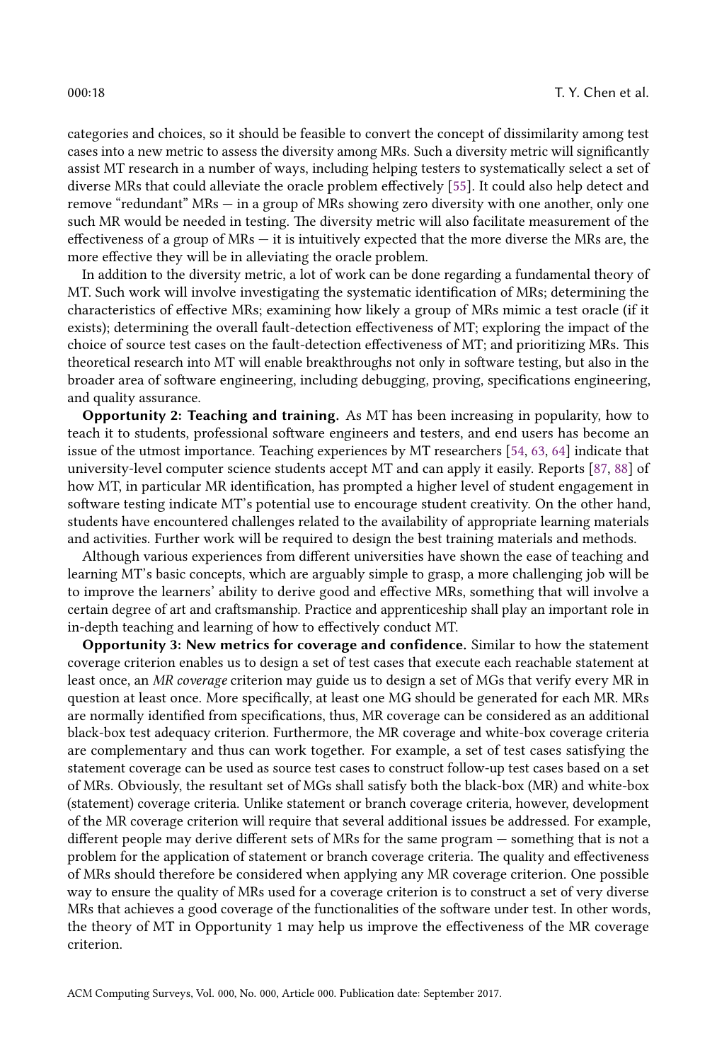categories and choices, so it should be feasible to convert the concept of dissimilarity among test cases into a new metric to assess the diversity among MRs. Such a diversity metric will significantly assist MT research in a number of ways, including helping testers to systematically select a set of diverse MRs that could alleviate the oracle problem effectively [55]. It could also help detect and remove "redundant" MRs — in a group of MRs showing zero diversity with one another, only one such MR would be needed in testing. The diversity metric will also facilitate measurement of the effectiveness of a group of MRs — it is intuitively expected that the more diverse the MRs are, the more effective they will be in alleviating the oracle problem.

In addition to the diversity metric, a lot of work can be done regarding a fundamental theory of MT. Such work will involve investigating the systematic identification of MRs; determining the characteristics of effective MRs; examining how likely a group of MRs mimic a test oracle (if it exists); determining the overall fault-detection effectiveness of MT; exploring the impact of the choice of source test cases on the fault-detection effectiveness of MT; and prioritizing MRs. This theoretical research into MT will enable breakthroughs not only in software testing, but also in the broader area of software engineering, including debugging, proving, specifications engineering, and quality assurance.

**Opportunity 2: Teaching and training.** As MT has been increasing in popularity, how to teach it to students, professional software engineers and testers, and end users has become an issue of the utmost importance. Teaching experiences by MT researchers [54, 63, 64] indicate that university-level computer science students accept MT and can apply it easily. Reports [87, 88] of how MT, in particular MR identification, has prompted a higher level of student engagement in software testing indicate MT's potential use to encourage student creativity. On the other hand, students have encountered challenges related to the availability of appropriate learning materials and activities. Further work will be required to design the best training materials and methods.

Although various experiences from different universities have shown the ease of teaching and learning MT's basic concepts, which are arguably simple to grasp, a more challenging job will be to improve the learners' ability to derive good and effective MRs, something that will involve a certain degree of art and craftsmanship. Practice and apprenticeship shall play an important role in in-depth teaching and learning of how to effectively conduct MT.

**Opportunity 3: New metrics for coverage and confidence.** Similar to how the statement coverage criterion enables us to design a set of test cases that execute each reachable statement at least once, an *MR coverage* criterion may guide us to design a set of MGs that verify every MR in question at least once. More specifically, at least one MG should be generated for each MR. MRs are normally identified from specifications, thus, MR coverage can be considered as an additional black-box test adequacy criterion. Furthermore, the MR coverage and white-box coverage criteria are complementary and thus can work together. For example, a set of test cases satisfying the statement coverage can be used as source test cases to construct follow-up test cases based on a set of MRs. Obviously, the resultant set of MGs shall satisfy both the black-box (MR) and white-box (statement) coverage criteria. Unlike statement or branch coverage criteria, however, development of the MR coverage criterion will require that several additional issues be addressed. For example, different people may derive different sets of MRs for the same program — something that is not a problem for the application of statement or branch coverage criteria. The quality and effectiveness of MRs should therefore be considered when applying any MR coverage criterion. One possible way to ensure the quality of MRs used for a coverage criterion is to construct a set of very diverse MRs that achieves a good coverage of the functionalities of the software under test. In other words, the theory of MT in Opportunity 1 may help us improve the effectiveness of the MR coverage criterion.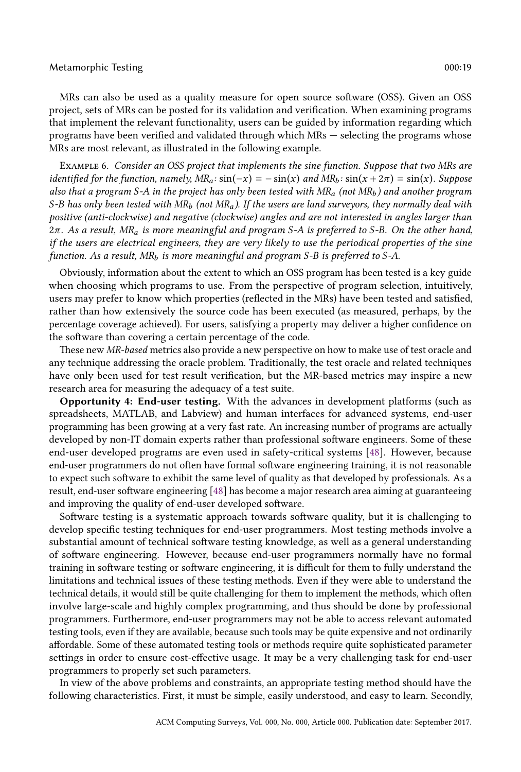MRs can also be used as a quality measure for open source software (OSS). Given an OSS project, sets of MRs can be posted for its validation and verification. When examining programs that implement the relevant functionality, users can be guided by information regarding which programs have been verified and validated through which MRs — selecting the programs whose MRs are most relevant, as illustrated in the following example.

Example 6. *Consider an OSS project that implements the sine function. Suppose that two MRs are identified for the function, namely,* $MR_a$*:* $\sin(-x) = -\sin(x)$ *and* $MR_b$*:* $\sin(x + 2\pi) = \sin(x)$*. Suppose also that a program S-A in the project has only been tested with* $MR_a$ *(not* $MR_b$*) and another program S-B has only been tested with* $MR_b$ *(not* $MR_a$*). If the users are land surveyors, they normally deal with positive (anti-clockwise) and negative (clockwise) angles and are not interested in angles larger than* $2\pi$*. As a result,* $MR_a$ *is more meaningful and program S-A is preferred to S-B. On the other hand, if the users are electrical engineers, they are very likely to use the periodical properties of the sine function. As a result,* $MR_b$ *is more meaningful and program S-B is preferred to S-A.*

Obviously, information about the extent to which an OSS program has been tested is a key guide when choosing which programs to use. From the perspective of program selection, intuitively, users may prefer to know which properties (reflected in the MRs) have been tested and satisfied, rather than how extensively the source code has been executed (as measured, perhaps, by the percentage coverage achieved). For users, satisfying a property may deliver a higher confidence on the software than covering a certain percentage of the code.

These new *MR-based* metrics also provide a new perspective on how to make use of test oracle and any technique addressing the oracle problem. Traditionally, the test oracle and related techniques have only been used for test result verification, but the MR-based metrics may inspire a new research area for measuring the adequacy of a test suite.

**Opportunity 4: End-user testing.** With the advances in development platforms (such as spreadsheets, MATLAB, and Labview) and human interfaces for advanced systems, end-user programming has been growing at a very fast rate. An increasing number of programs are actually developed by non-IT domain experts rather than professional software engineers. Some of these end-user developed programs are even used in safety-critical systems [48]. However, because end-user programmers do not often have formal software engineering training, it is not reasonable to expect such software to exhibit the same level of quality as that developed by professionals. As a result, end-user software engineering [48] has become a major research area aiming at guaranteeing and improving the quality of end-user developed software.

Software testing is a systematic approach towards software quality, but it is challenging to develop specific testing techniques for end-user programmers. Most testing methods involve a substantial amount of technical software testing knowledge, as well as a general understanding of software engineering. However, because end-user programmers normally have no formal training in software testing or software engineering, it is difficult for them to fully understand the limitations and technical issues of these testing methods. Even if they were able to understand the technical details, it would still be quite challenging for them to implement the methods, which often involve large-scale and highly complex programming, and thus should be done by professional programmers. Furthermore, end-user programmers may not be able to access relevant automated testing tools, even if they are available, because such tools may be quite expensive and not ordinarily affordable. Some of these automated testing tools or methods require quite sophisticated parameter settings in order to ensure cost-effective usage. It may be a very challenging task for end-user programmers to properly set such parameters.

In view of the above problems and constraints, an appropriate testing method should have the following characteristics. First, it must be simple, easily understood, and easy to learn. Secondly,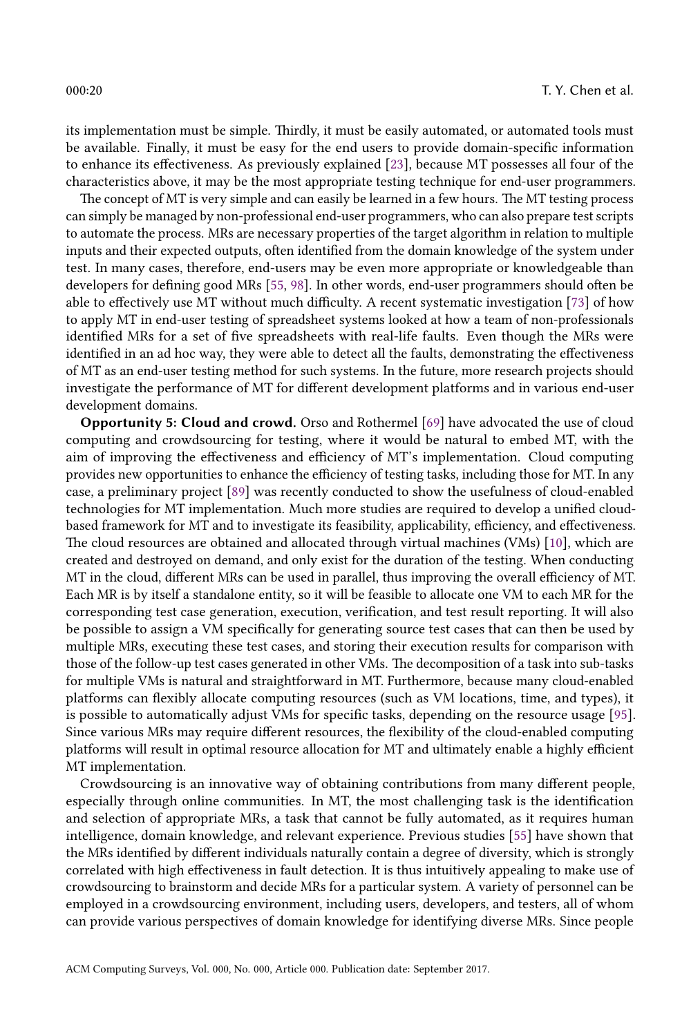its implementation must be simple. Thirdly, it must be easily automated, or automated tools must be available. Finally, it must be easy for the end users to provide domain-specific information to enhance its effectiveness. As previously explained [23], because MT possesses all four of the characteristics above, it may be the most appropriate testing technique for end-user programmers.

The concept of MT is very simple and can easily be learned in a few hours. The MT testing process can simply be managed by non-professional end-user programmers, who can also prepare test scripts to automate the process. MRs are necessary properties of the target algorithm in relation to multiple inputs and their expected outputs, often identified from the domain knowledge of the system under test. In many cases, therefore, end-users may be even more appropriate or knowledgeable than developers for defining good MRs [55, 98]. In other words, end-user programmers should often be able to effectively use MT without much difficulty. A recent systematic investigation [73] of how to apply MT in end-user testing of spreadsheet systems looked at how a team of non-professionals identified MRs for a set of five spreadsheets with real-life faults. Even though the MRs were identified in an ad hoc way, they were able to detect all the faults, demonstrating the effectiveness of MT as an end-user testing method for such systems. In the future, more research projects should investigate the performance of MT for different development platforms and in various end-user development domains.

**Opportunity 5: Cloud and crowd.** Orso and Rothermel [69] have advocated the use of cloud computing and crowdsourcing for testing, where it would be natural to embed MT, with the aim of improving the effectiveness and efficiency of MT's implementation. Cloud computing provides new opportunities to enhance the efficiency of testing tasks, including those for MT. In any case, a preliminary project [89] was recently conducted to show the usefulness of cloud-enabled technologies for MT implementation. Much more studies are required to develop a unified cloud-based framework for MT and to investigate its feasibility, applicability, efficiency, and effectiveness. The cloud resources are obtained and allocated through virtual machines (VMs) [10], which are created and destroyed on demand, and only exist for the duration of the testing. When conducting MT in the cloud, different MRs can be used in parallel, thus improving the overall efficiency of MT. Each MR is by itself a standalone entity, so it will be feasible to allocate one VM to each MR for the corresponding test case generation, execution, verification, and test result reporting. It will also be possible to assign a VM specifically for generating source test cases that can then be used by multiple MRs, executing these test cases, and storing their execution results for comparison with those of the follow-up test cases generated in other VMs. The decomposition of a task into sub-tasks for multiple VMs is natural and straightforward in MT. Furthermore, because many cloud-enabled platforms can flexibly allocate computing resources (such as VM locations, time, and types), it is possible to automatically adjust VMs for specific tasks, depending on the resource usage [95]. Since various MRs may require different resources, the flexibility of the cloud-enabled computing platforms will result in optimal resource allocation for MT and ultimately enable a highly efficient MT implementation.

Crowdsourcing is an innovative way of obtaining contributions from many different people, especially through online communities. In MT, the most challenging task is the identification and selection of appropriate MRs, a task that cannot be fully automated, as it requires human intelligence, domain knowledge, and relevant experience. Previous studies [55] have shown that the MRs identified by different individuals naturally contain a degree of diversity, which is strongly correlated with high effectiveness in fault detection. It is thus intuitively appealing to make use of crowdsourcing to brainstorm and decide MRs for a particular system. A variety of personnel can be employed in a crowdsourcing environment, including users, developers, and testers, all of whom can provide various perspectives of domain knowledge for identifying diverse MRs. Since people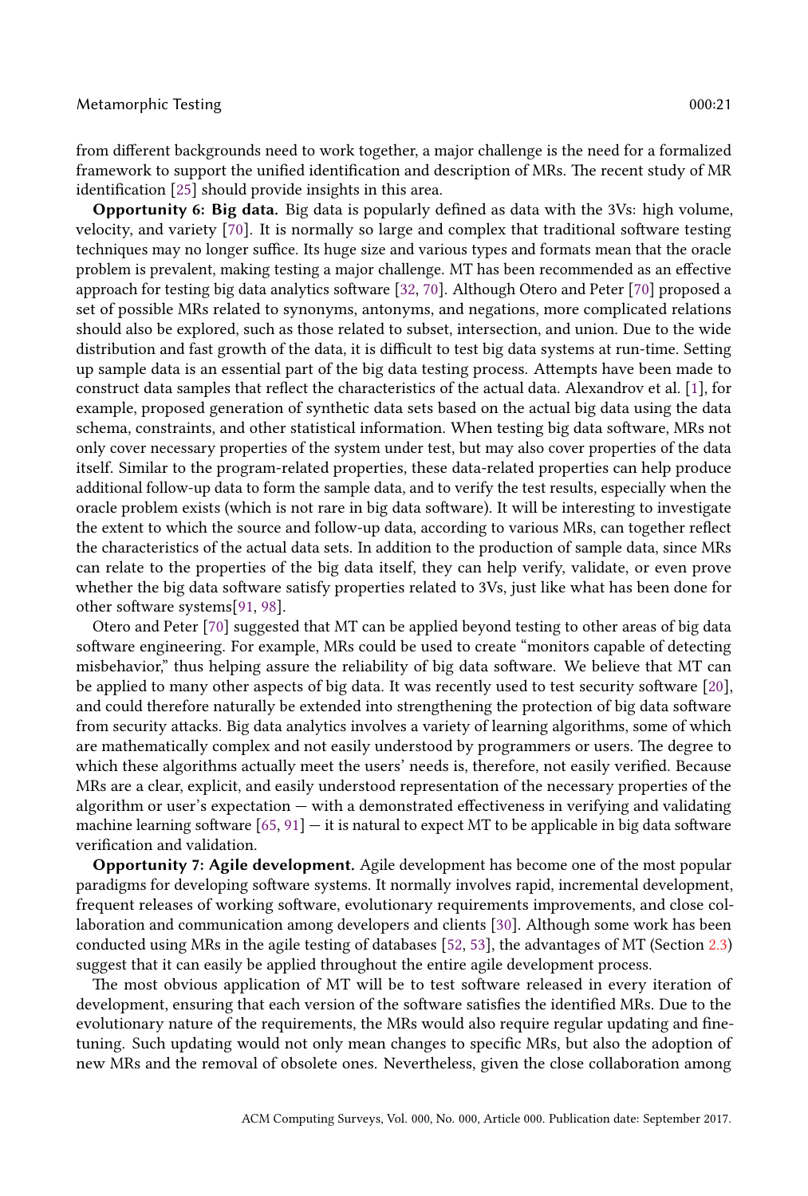from different backgrounds need to work together, a major challenge is the need for a formalized framework to support the unified identification and description of MRs. The recent study of MR identification [25] should provide insights in this area.

**Opportunity 6: Big data.** Big data is popularly defined as data with the 3Vs: high volume, velocity, and variety [70]. It is normally so large and complex that traditional software testing techniques may no longer suffice. Its huge size and various types and formats mean that the oracle problem is prevalent, making testing a major challenge. MT has been recommended as an effective approach for testing big data analytics software [32, 70]. Although Otero and Peter [70] proposed a set of possible MRs related to synonyms, antonyms, and negations, more complicated relations should also be explored, such as those related to subset, intersection, and union. Due to the wide distribution and fast growth of the data, it is difficult to test big data systems at run-time. Setting up sample data is an essential part of the big data testing process. Attempts have been made to construct data samples that reflect the characteristics of the actual data. Alexandrov et al. [1], for example, proposed generation of synthetic data sets based on the actual big data using the data schema, constraints, and other statistical information. When testing big data software, MRs not only cover necessary properties of the system under test, but may also cover properties of the data itself. Similar to the program-related properties, these data-related properties can help produce additional follow-up data to form the sample data, and to verify the test results, especially when the oracle problem exists (which is not rare in big data software). It will be interesting to investigate the extent to which the source and follow-up data, according to various MRs, can together reflect the characteristics of the actual data sets. In addition to the production of sample data, since MRs can relate to the properties of the big data itself, they can help verify, validate, or even prove whether the big data software satisfy properties related to 3Vs, just like what has been done for other software systems[91, 98].

Otero and Peter [70] suggested that MT can be applied beyond testing to other areas of big data software engineering. For example, MRs could be used to create "monitors capable of detecting misbehavior," thus helping assure the reliability of big data software. We believe that MT can be applied to many other aspects of big data. It was recently used to test security software [20], and could therefore naturally be extended into strengthening the protection of big data software from security attacks. Big data analytics involves a variety of learning algorithms, some of which are mathematically complex and not easily understood by programmers or users. The degree to which these algorithms actually meet the users' needs is, therefore, not easily verified. Because MRs are a clear, explicit, and easily understood representation of the necessary properties of the algorithm or user's expectation — with a demonstrated effectiveness in verifying and validating machine learning software [65, 91] — it is natural to expect MT to be applicable in big data software verification and validation.

**Opportunity 7: Agile development.** Agile development has become one of the most popular paradigms for developing software systems. It normally involves rapid, incremental development, frequent releases of working software, evolutionary requirements improvements, and close collaboration and communication among developers and clients [30]. Although some work has been conducted using MRs in the agile testing of databases [52, 53], the advantages of MT (Section 2.3) suggest that it can easily be applied throughout the entire agile development process.

The most obvious application of MT will be to test software released in every iteration of development, ensuring that each version of the software satisfies the identified MRs. Due to the evolutionary nature of the requirements, the MRs would also require regular updating and fine-tuning. Such updating would not only mean changes to specific MRs, but also the adoption of new MRs and the removal of obsolete ones. Nevertheless, given the close collaboration among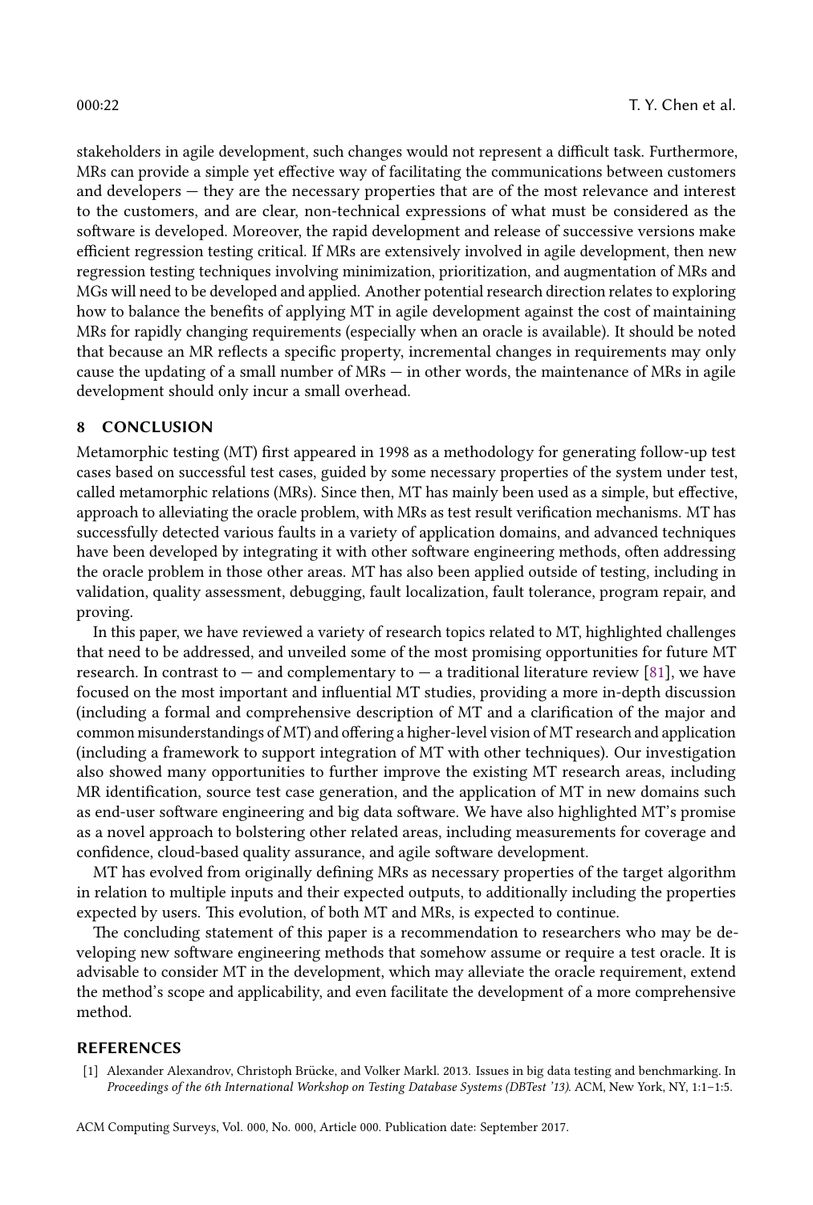stakeholders in agile development, such changes would not represent a difficult task. Furthermore, MRs can provide a simple yet effective way of facilitating the communications between customers and developers — they are the necessary properties that are of the most relevance and interest to the customers, and are clear, non-technical expressions of what must be considered as the software is developed. Moreover, the rapid development and release of successive versions make efficient regression testing critical. If MRs are extensively involved in agile development, then new regression testing techniques involving minimization, prioritization, and augmentation of MRs and MGs will need to be developed and applied. Another potential research direction relates to exploring how to balance the benefits of applying MT in agile development against the cost of maintaining MRs for rapidly changing requirements (especially when an oracle is available). It should be noted that because an MR reflects a specific property, incremental changes in requirements may only cause the updating of a small number of MRs — in other words, the maintenance of MRs in agile development should only incur a small overhead.

## 8 CONCLUSION

Metamorphic testing (MT) first appeared in 1998 as a methodology for generating follow-up test cases based on successful test cases, guided by some necessary properties of the system under test, called metamorphic relations (MRs). Since then, MT has mainly been used as a simple, but effective, approach to alleviating the oracle problem, with MRs as test result verification mechanisms. MT has successfully detected various faults in a variety of application domains, and advanced techniques have been developed by integrating it with other software engineering methods, often addressing the oracle problem in those other areas. MT has also been applied outside of testing, including in validation, quality assessment, debugging, fault localization, fault tolerance, program repair, and proving.

In this paper, we have reviewed a variety of research topics related to MT, highlighted challenges that need to be addressed, and unveiled some of the most promising opportunities for future MT research. In contrast to — and complementary to — a traditional literature review [81], we have focused on the most important and influential MT studies, providing a more in-depth discussion (including a formal and comprehensive description of MT and a clarification of the major and common misunderstandings of MT) and offering a higher-level vision of MT research and application (including a framework to support integration of MT with other techniques). Our investigation also showed many opportunities to further improve the existing MT research areas, including MR identification, source test case generation, and the application of MT in new domains such as end-user software engineering and big data software. We have also highlighted MT's promise as a novel approach to bolstering other related areas, including measurements for coverage and confidence, cloud-based quality assurance, and agile software development.

MT has evolved from originally defining MRs as necessary properties of the target algorithm in relation to multiple inputs and their expected outputs, to additionally including the properties expected by users. This evolution, of both MT and MRs, is expected to continue.

The concluding statement of this paper is a recommendation to researchers who may be developing new software engineering methods that somehow assume or require a test oracle. It is advisable to consider MT in the development, which may alleviate the oracle requirement, extend the method's scope and applicability, and even facilitate the development of a more comprehensive method.

## REFERENCES

[1] Alexander Alexandrov, Christoph Brücke, and Volker Markl. 2013. Issues in big data testing and benchmarking. In *Proceedings of the 6th International Workshop on Testing Database Systems (DBTest '13)*. ACM, New York, NY, 1:1–1:5.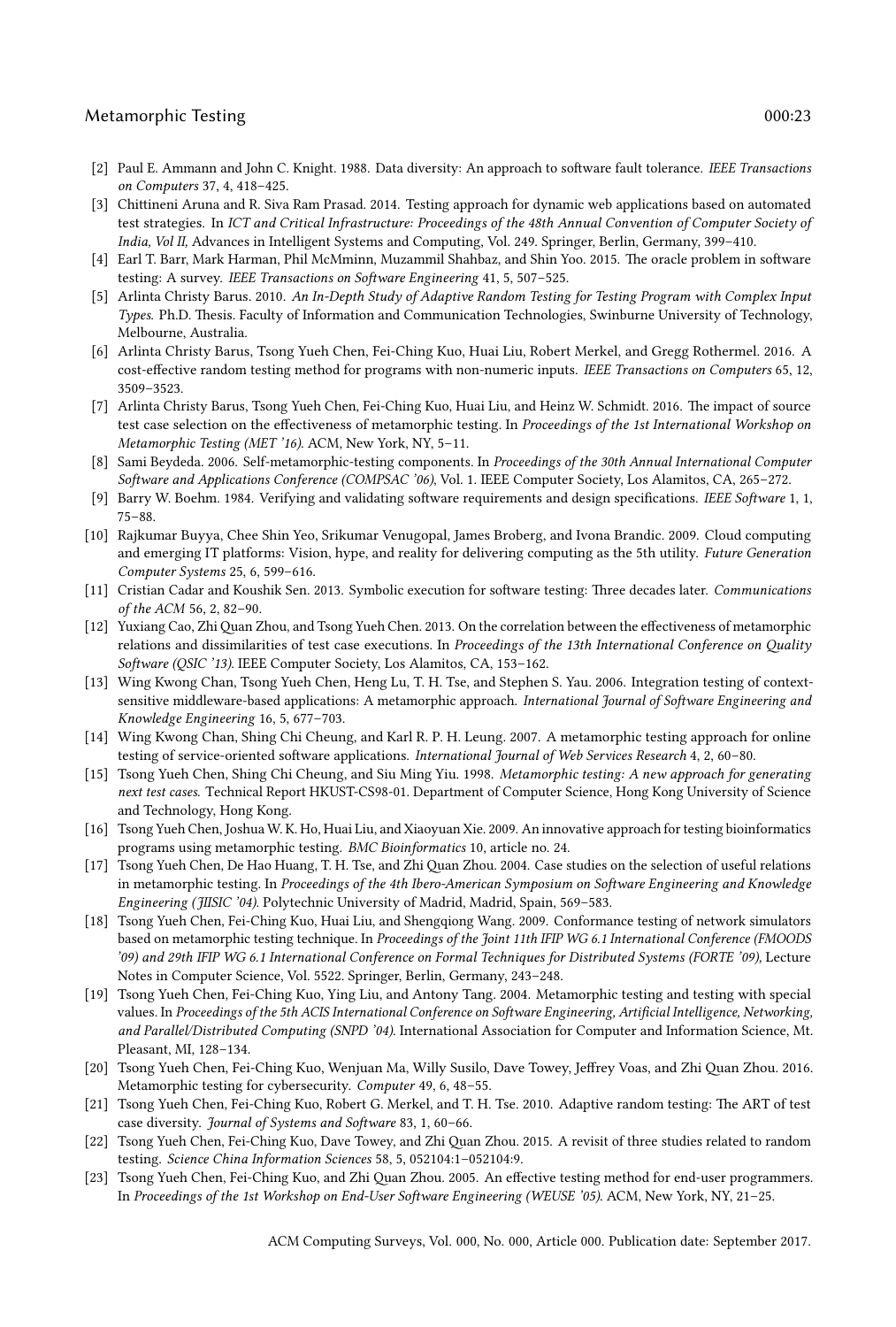[2] Paul E. Ammann and John C. Knight. 1988. Data diversity: An approach to software fault tolerance. *IEEE Transactions on Computers* 37, 4, 418–425.

[3] Chittineni Aruna and R. Siva Ram Prasad. 2014. Testing approach for dynamic web applications based on automated test strategies. In *ICT and Critical Infrastructure: Proceedings of the 48th Annual Convention of Computer Society of India, Vol II,* Advances in Intelligent Systems and Computing, Vol. 249. Springer, Berlin, Germany, 399–410.

[4] Earl T. Barr, Mark Harman, Phil McMinn, Muzammil Shahbaz, and Shin Yoo. 2015. The oracle problem in software testing: A survey. *IEEE Transactions on Software Engineering* 41, 5, 507–525.

[5] Arlinta Christy Barus. 2010. *An In-Depth Study of Adaptive Random Testing for Testing Program with Complex Input Types.* Ph.D. Thesis. Faculty of Information and Communication Technologies, Swinburne University of Technology, Melbourne, Australia.

[6] Arlinta Christy Barus, Tsong Yueh Chen, Fei-Ching Kuo, Huai Liu, Robert Merkel, and Gregg Rothermel. 2016. A cost-effective random testing method for programs with non-numeric inputs. *IEEE Transactions on Computers* 65, 12, 3509–3523.

[7] Arlinta Christy Barus, Tsong Yueh Chen, Fei-Ching Kuo, Huai Liu, and Heinz W. Schmidt. 2016. The impact of source test case selection on the effectiveness of metamorphic testing. In *Proceedings of the 1st International Workshop on Metamorphic Testing (MET '16).* ACM, New York, NY, 5–11.

[8] Sami Beydeda. 2006. Self-metamorphic-testing components. In *Proceedings of the 30th Annual International Computer Software and Applications Conference (COMPSAC '06)*, Vol. 1. IEEE Computer Society, Los Alamitos, CA, 265–272.

[9] Barry W. Boehm. 1984. Verifying and validating software requirements and design specifications. *IEEE Software* 1, 1, 75–88.

[10] Rajkumar Buyya, Chee Shin Yeo, Srikumar Venugopal, James Broberg, and Ivona Brandic. 2009. Cloud computing and emerging IT platforms: Vision, hype, and reality for delivering computing as the 5th utility. *Future Generation Computer Systems* 25, 6, 599–616.

[11] Cristian Cadar and Koushik Sen. 2013. Symbolic execution for software testing: Three decades later. *Communications of the ACM* 56, 2, 82–90.

[12] Yuxiang Cao, Zhi Quan Zhou, and Tsong Yueh Chen. 2013. On the correlation between the effectiveness of metamorphic relations and dissimilarities of test case executions. In *Proceedings of the 13th International Conference on Quality Software (QSIC '13).* IEEE Computer Society, Los Alamitos, CA, 153–162.

[13] Wing Kwong Chan, Tsong Yueh Chen, Heng Lu, T. H. Tse, and Stephen S. Yau. 2006. Integration testing of context-sensitive middleware-based applications: A metamorphic approach. *International Journal of Software Engineering and Knowledge Engineering* 16, 5, 677–703.

[14] Wing Kwong Chan, Shing Chi Cheung, and Karl R. P. H. Leung. 2007. A metamorphic testing approach for online testing of service-oriented software applications. *International Journal of Web Services Research* 4, 2, 60–80.

[15] Tsong Yueh Chen, Shing Chi Cheung, and Siu Ming Yiu. 1998. *Metamorphic testing: A new approach for generating next test cases.* Technical Report HKUST-CS98-01. Department of Computer Science, Hong Kong University of Science and Technology, Hong Kong.

[16] Tsong Yueh Chen, Joshua W. K. Ho, Huai Liu, and Xiaoyuan Xie. 2009. An innovative approach for testing bioinformatics programs using metamorphic testing. *BMC Bioinformatics* 10, article no. 24.

[17] Tsong Yueh Chen, De Hao Huang, T. H. Tse, and Zhi Quan Zhou. 2004. Case studies on the selection of useful relations in metamorphic testing. In *Proceedings of the 4th Ibero-American Symposium on Software Engineering and Knowledge Engineering (JIISIC '04).* Polytechnic University of Madrid, Madrid, Spain, 569–583.

[18] Tsong Yueh Chen, Fei-Ching Kuo, Huai Liu, and Shengqiong Wang. 2009. Conformance testing of network simulators based on metamorphic testing technique. In *Proceedings of the Joint 11th IFIP WG 6.1 International Conference (FMOODS '09) and 29th IFIP WG 6.1 International Conference on Formal Techniques for Distributed Systems (FORTE '09),* Lecture Notes in Computer Science, Vol. 5522. Springer, Berlin, Germany, 243–248.

[19] Tsong Yueh Chen, Fei-Ching Kuo, Ying Liu, and Antony Tang. 2004. Metamorphic testing and testing with special values. In *Proceedings of the 5th ACIS International Conference on Software Engineering, Artificial Intelligence, Networking, and Parallel/Distributed Computing (SNPD '04).* International Association for Computer and Information Science, Mt. Pleasant, MI, 128–134.

[20] Tsong Yueh Chen, Fei-Ching Kuo, Wenjuan Ma, Willy Susilo, Dave Towey, Jeffrey Voas, and Zhi Quan Zhou. 2016. Metamorphic testing for cybersecurity. *Computer* 49, 6, 48–55.

[21] Tsong Yueh Chen, Fei-Ching Kuo, Robert G. Merkel, and T. H. Tse. 2010. Adaptive random testing: The ART of test case diversity. *Journal of Systems and Software* 83, 1, 60–66.

[22] Tsong Yueh Chen, Fei-Ching Kuo, Dave Towey, and Zhi Quan Zhou. 2015. A revisit of three studies related to random testing. *Science China Information Sciences* 58, 5, 052104:1–052104:9.

[23] Tsong Yueh Chen, Fei-Ching Kuo, and Zhi Quan Zhou. 2005. An effective testing method for end-user programmers. In *Proceedings of the 1st Workshop on End-User Software Engineering (WEUSE '05).* ACM, New York, NY, 21–25.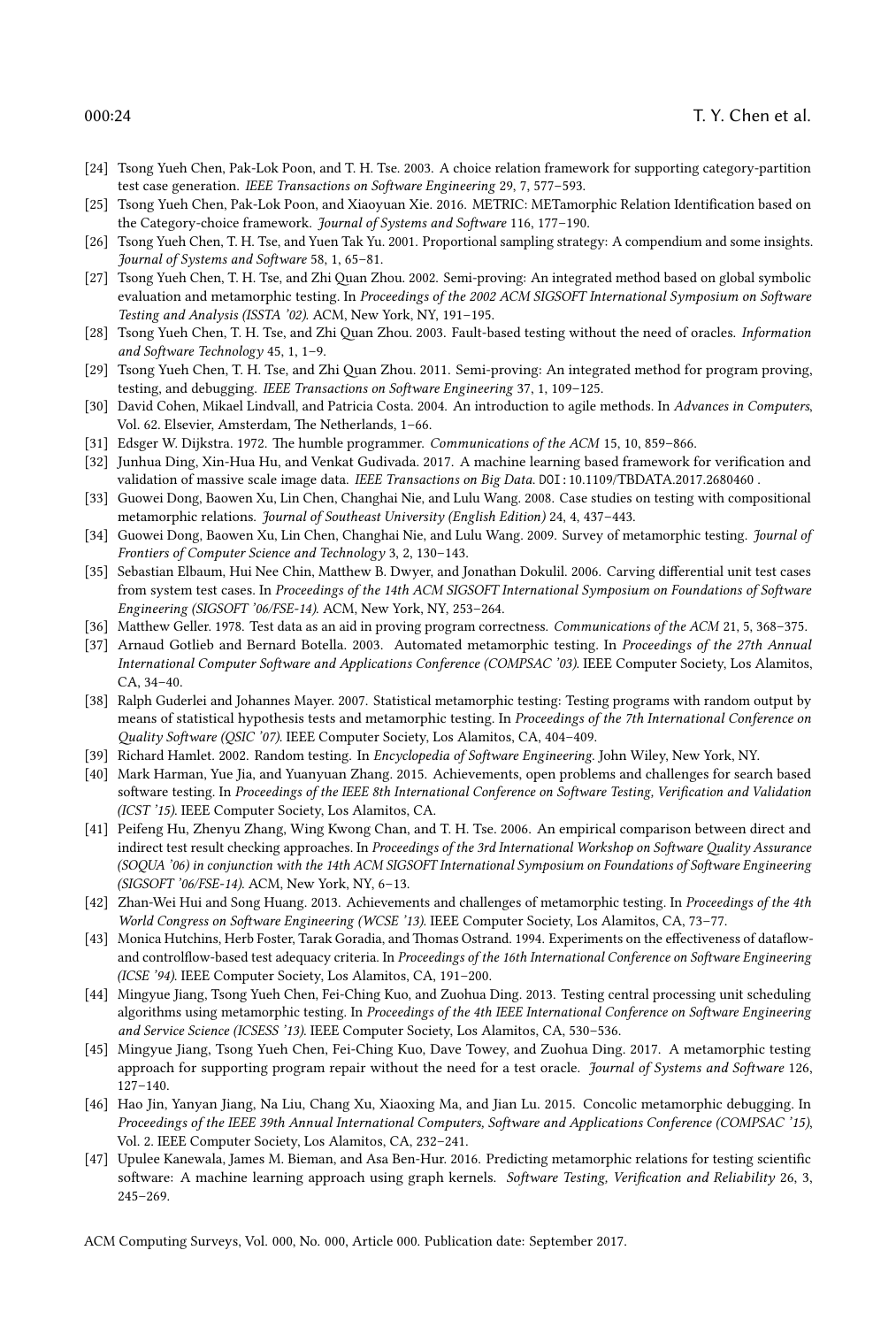- [24] Tsong Yueh Chen, Pak-Lok Poon, and T. H. Tse. 2003. A choice relation framework for supporting category-partition test case generation. *IEEE Transactions on Software Engineering* 29, 7, 577–593.
- [25] Tsong Yueh Chen, Pak-Lok Poon, and Xiaoyuan Xie. 2016. METRIC: METamorphic Relation Identification based on the Category-choice framework. *Journal of Systems and Software* 116, 177–190.
- [26] Tsong Yueh Chen, T. H. Tse, and Yuen Tak Yu. 2001. Proportional sampling strategy: A compendium and some insights. *Journal of Systems and Software* 58, 1, 65–81.
- [27] Tsong Yueh Chen, T. H. Tse, and Zhi Quan Zhou. 2002. Semi-proving: An integrated method based on global symbolic evaluation and metamorphic testing. In *Proceedings of the 2002 ACM SIGSOFT International Symposium on Software Testing and Analysis (ISSTA '02)*. ACM, New York, NY, 191–195.
- [28] Tsong Yueh Chen, T. H. Tse, and Zhi Quan Zhou. 2003. Fault-based testing without the need of oracles. *Information and Software Technology* 45, 1, 1–9.
- [29] Tsong Yueh Chen, T. H. Tse, and Zhi Quan Zhou. 2011. Semi-proving: An integrated method for program proving, testing, and debugging. *IEEE Transactions on Software Engineering* 37, 1, 109–125.
- [30] David Cohen, Mikael Lindvall, and Patricia Costa. 2004. An introduction to agile methods. In *Advances in Computers*, Vol. 62. Elsevier, Amsterdam, The Netherlands, 1–66.
- [31] Edsger W. Dijkstra. 1972. The humble programmer. *Communications of the ACM* 15, 10, 859–866.
- [32] Junhua Ding, Xin-Hua Hu, and Venkat Gudivada. 2017. A machine learning based framework for verification and validation of massive scale image data. *IEEE Transactions on Big Data*. DOI: 10.1109/TBDATA.2017.2680460 .
- [33] Guowei Dong, Baowen Xu, Lin Chen, Changhai Nie, and Lulu Wang. 2008. Case studies on testing with compositional metamorphic relations. *Journal of Southeast University (English Edition)* 24, 4, 437–443.
- [34] Guowei Dong, Baowen Xu, Lin Chen, Changhai Nie, and Lulu Wang. 2009. Survey of metamorphic testing. *Journal of Frontiers of Computer Science and Technology* 3, 2, 130–143.
- [35] Sebastian Elbaum, Hui Nee Chin, Matthew B. Dwyer, and Jonathan Dokulil. 2006. Carving differential unit test cases from system test cases. In *Proceedings of the 14th ACM SIGSOFT International Symposium on Foundations of Software Engineering (SIGSOFT '06/FSE-14)*. ACM, New York, NY, 253–264.
- [36] Matthew Geller. 1978. Test data as an aid in proving program correctness. *Communications of the ACM* 21, 5, 368–375.
- [37] Arnaud Gotlieb and Bernard Botella. 2003. Automated metamorphic testing. In *Proceedings of the 27th Annual International Computer Software and Applications Conference (COMPSAC '03)*. IEEE Computer Society, Los Alamitos, CA, 34–40.
- [38] Ralph Guderlei and Johannes Mayer. 2007. Statistical metamorphic testing: Testing programs with random output by means of statistical hypothesis tests and metamorphic testing. In *Proceedings of the 7th International Conference on Quality Software (QSIC '07)*. IEEE Computer Society, Los Alamitos, CA, 404–409.
- [39] Richard Hamlet. 2002. Random testing. In *Encyclopedia of Software Engineering*. John Wiley, New York, NY.
- [40] Mark Harman, Yue Jia, and Yuanyuan Zhang. 2015. Achievements, open problems and challenges for search based software testing. In *Proceedings of the IEEE 8th International Conference on Software Testing, Verification and Validation (ICST '15)*. IEEE Computer Society, Los Alamitos, CA.
- [41] Peifeng Hu, Zhenyu Zhang, Wing Kwong Chan, and T. H. Tse. 2006. An empirical comparison between direct and indirect test result checking approaches. In *Proceedings of the 3rd International Workshop on Software Quality Assurance (SOQUA '06) in conjunction with the 14th ACM SIGSOFT International Symposium on Foundations of Software Engineering (SIGSOFT '06/FSE-14)*. ACM, New York, NY, 6–13.
- [42] Zhan-Wei Hui and Song Huang. 2013. Achievements and challenges of metamorphic testing. In *Proceedings of the 4th World Congress on Software Engineering (WCSE '13)*. IEEE Computer Society, Los Alamitos, CA, 73–77.
- [43] Monica Hutchins, Herb Foster, Tarak Goradia, and Thomas Ostrand. 1994. Experiments on the effectiveness of dataflow- and controlflow-based test adequacy criteria. In *Proceedings of the 16th International Conference on Software Engineering (ICSE '94)*. IEEE Computer Society, Los Alamitos, CA, 191–200.
- [44] Mingyue Jiang, Tsong Yueh Chen, Fei-Ching Kuo, and Zuohua Ding. 2013. Testing central processing unit scheduling algorithms using metamorphic testing. In *Proceedings of the 4th IEEE International Conference on Software Engineering and Service Science (ICSESS '13)*. IEEE Computer Society, Los Alamitos, CA, 530–536.
- [45] Mingyue Jiang, Tsong Yueh Chen, Fei-Ching Kuo, Dave Towey, and Zuohua Ding. 2017. A metamorphic testing approach for supporting program repair without the need for a test oracle. *Journal of Systems and Software* 126, 127–140.
- [46] Hao Jin, Yanyan Jiang, Na Liu, Chang Xu, Xiaoxing Ma, and Jian Lu. 2015. Concolic metamorphic debugging. In *Proceedings of the IEEE 39th Annual International Computers, Software and Applications Conference (COMPSAC '15)*, Vol. 2. IEEE Computer Society, Los Alamitos, CA, 232–241.
- [47] Upulee Kanewala, James M. Bieman, and Asa Ben-Hur. 2016. Predicting metamorphic relations for testing scientific software: A machine learning approach using graph kernels. *Software Testing, Verification and Reliability* 26, 3, 245–269.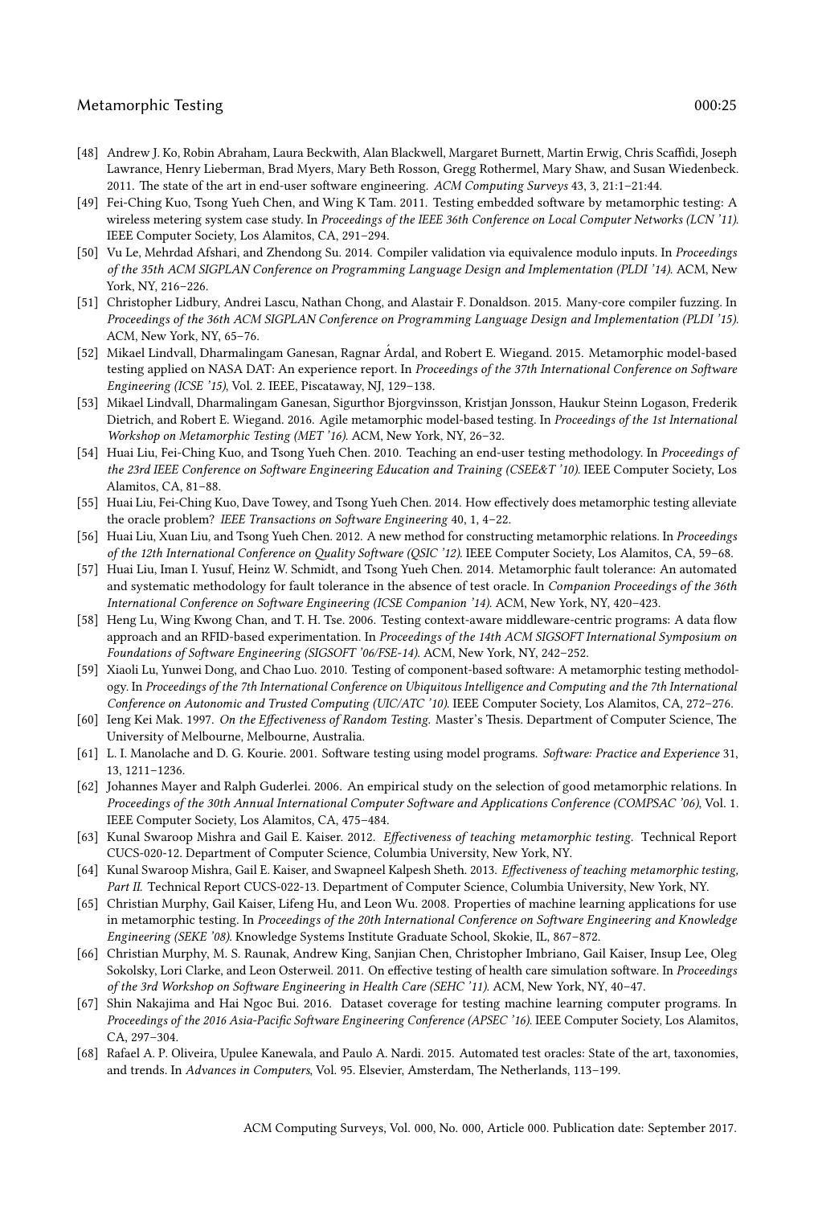[48] Andrew J. Ko, Robin Abraham, Laura Beckwith, Alan Blackwell, Margaret Burnett, Martin Erwig, Chris Scaffidi, Joseph Lawrance, Henry Lieberman, Brad Myers, Mary Beth Rosson, Gregg Rothermel, Mary Shaw, and Susan Wiedenbeck. 2011. The state of the art in end-user software engineering. *ACM Computing Surveys* 43, 3, 21:1–21:44.

[49] Fei-Ching Kuo, Tsong Yueh Chen, and Wing K Tam. 2011. Testing embedded software by metamorphic testing: A wireless metering system case study. In *Proceedings of the IEEE 36th Conference on Local Computer Networks (LCN '11)*. IEEE Computer Society, Los Alamitos, CA, 291–294.

[50] Vu Le, Mehrdad Afshari, and Zhendong Su. 2014. Compiler validation via equivalence modulo inputs. In *Proceedings of the 35th ACM SIGPLAN Conference on Programming Language Design and Implementation (PLDI '14)*. ACM, New York, NY, 216–226.

[51] Christopher Lidbury, Andrei Lascu, Nathan Chong, and Alastair F. Donaldson. 2015. Many-core compiler fuzzing. In *Proceedings of the 36th ACM SIGPLAN Conference on Programming Language Design and Implementation (PLDI '15)*. ACM, New York, NY, 65–76.

[52] Mikael Lindvall, Dharmalingam Ganesan, Ragnar Árdal, and Robert E. Wiegand. 2015. Metamorphic model-based testing applied on NASA DAT: An experience report. In *Proceedings of the 37th International Conference on Software Engineering (ICSE '15)*, Vol. 2. IEEE, Piscataway, NJ, 129–138.

[53] Mikael Lindvall, Dharmalingam Ganesan, Sigurthor Bjorgvinsson, Kristjan Jonsson, Haukur Steinn Logason, Frederik Dietrich, and Robert E. Wiegand. 2016. Agile metamorphic model-based testing. In *Proceedings of the 1st International Workshop on Metamorphic Testing (MET '16)*. ACM, New York, NY, 26–32.

[54] Huai Liu, Fei-Ching Kuo, and Tsong Yueh Chen. 2010. Teaching an end-user testing methodology. In *Proceedings of the 23rd IEEE Conference on Software Engineering Education and Training (CSEE&T '10)*. IEEE Computer Society, Los Alamitos, CA, 81–88.

[55] Huai Liu, Fei-Ching Kuo, Dave Towey, and Tsong Yueh Chen. 2014. How effectively does metamorphic testing alleviate the oracle problem? *IEEE Transactions on Software Engineering* 40, 1, 4–22.

[56] Huai Liu, Xuan Liu, and Tsong Yueh Chen. 2012. A new method for constructing metamorphic relations. In *Proceedings of the 12th International Conference on Quality Software (QSIC '12)*. IEEE Computer Society, Los Alamitos, CA, 59–68.

[57] Huai Liu, Iman I. Yusuf, Heinz W. Schmidt, and Tsong Yueh Chen. 2014. Metamorphic fault tolerance: An automated and systematic methodology for fault tolerance in the absence of test oracle. In *Companion Proceedings of the 36th International Conference on Software Engineering (ICSE Companion '14)*. ACM, New York, NY, 420–423.

[58] Heng Lu, Wing Kwong Chan, and T. H. Tse. 2006. Testing context-aware middleware-centric programs: A data flow approach and an RFID-based experimentation. In *Proceedings of the 14th ACM SIGSOFT International Symposium on Foundations of Software Engineering (SIGSOFT '06/FSE-14)*. ACM, New York, NY, 242–252.

[59] Xiaoli Lu, Yunwei Dong, and Chao Luo. 2010. Testing of component-based software: A metamorphic testing methodology. In *Proceedings of the 7th International Conference on Ubiquitous Intelligence and Computing and the 7th International Conference on Autonomic and Trusted Computing (UIC/ATC '10)*. IEEE Computer Society, Los Alamitos, CA, 272–276.

[60] Ieng Kei Mak. 1997. *On the Effectiveness of Random Testing.* Master's Thesis. Department of Computer Science, The University of Melbourne, Melbourne, Australia.

[61] L. I. Manolache and D. G. Kourie. 2001. Software testing using model programs. *Software: Practice and Experience* 31, 13, 1211–1236.

[62] Johannes Mayer and Ralph Guderlei. 2006. An empirical study on the selection of good metamorphic relations. In *Proceedings of the 30th Annual International Computer Software and Applications Conference (COMPSAC '06)*, Vol. 1. IEEE Computer Society, Los Alamitos, CA, 475–484.

[63] Kunal Swaroop Mishra and Gail E. Kaiser. 2012. *Effectiveness of teaching metamorphic testing*. Technical Report CUCS-020-12. Department of Computer Science, Columbia University, New York, NY.

[64] Kunal Swaroop Mishra, Gail E. Kaiser, and Swapneel Kalpesh Sheth. 2013. *Effectiveness of teaching metamorphic testing, Part II.* Technical Report CUCS-022-13. Department of Computer Science, Columbia University, New York, NY.

[65] Christian Murphy, Gail Kaiser, Lifeng Hu, and Leon Wu. 2008. Properties of machine learning applications for use in metamorphic testing. In *Proceedings of the 20th International Conference on Software Engineering and Knowledge Engineering (SEKE '08)*. Knowledge Systems Institute Graduate School, Skokie, IL, 867–872.

[66] Christian Murphy, M. S. Raunak, Andrew King, Sanjian Chen, Christopher Imbriano, Gail Kaiser, Insup Lee, Oleg Sokolsky, Lori Clarke, and Leon Osterweil. 2011. On effective testing of health care simulation software. In *Proceedings of the 3rd Workshop on Software Engineering in Health Care (SEHC '11)*. ACM, New York, NY, 40–47.

[67] Shin Nakajima and Hai Ngoc Bui. 2016. Dataset coverage for testing machine learning computer programs. In *Proceedings of the 2016 Asia-Pacific Software Engineering Conference (APSEC '16)*. IEEE Computer Society, Los Alamitos, CA, 297–304.

[68] Rafael A. P. Oliveira, Upulee Kanewala, and Paulo A. Nardi. 2015. Automated test oracles: State of the art, taxonomies, and trends. In *Advances in Computers*, Vol. 95. Elsevier, Amsterdam, The Netherlands, 113–199.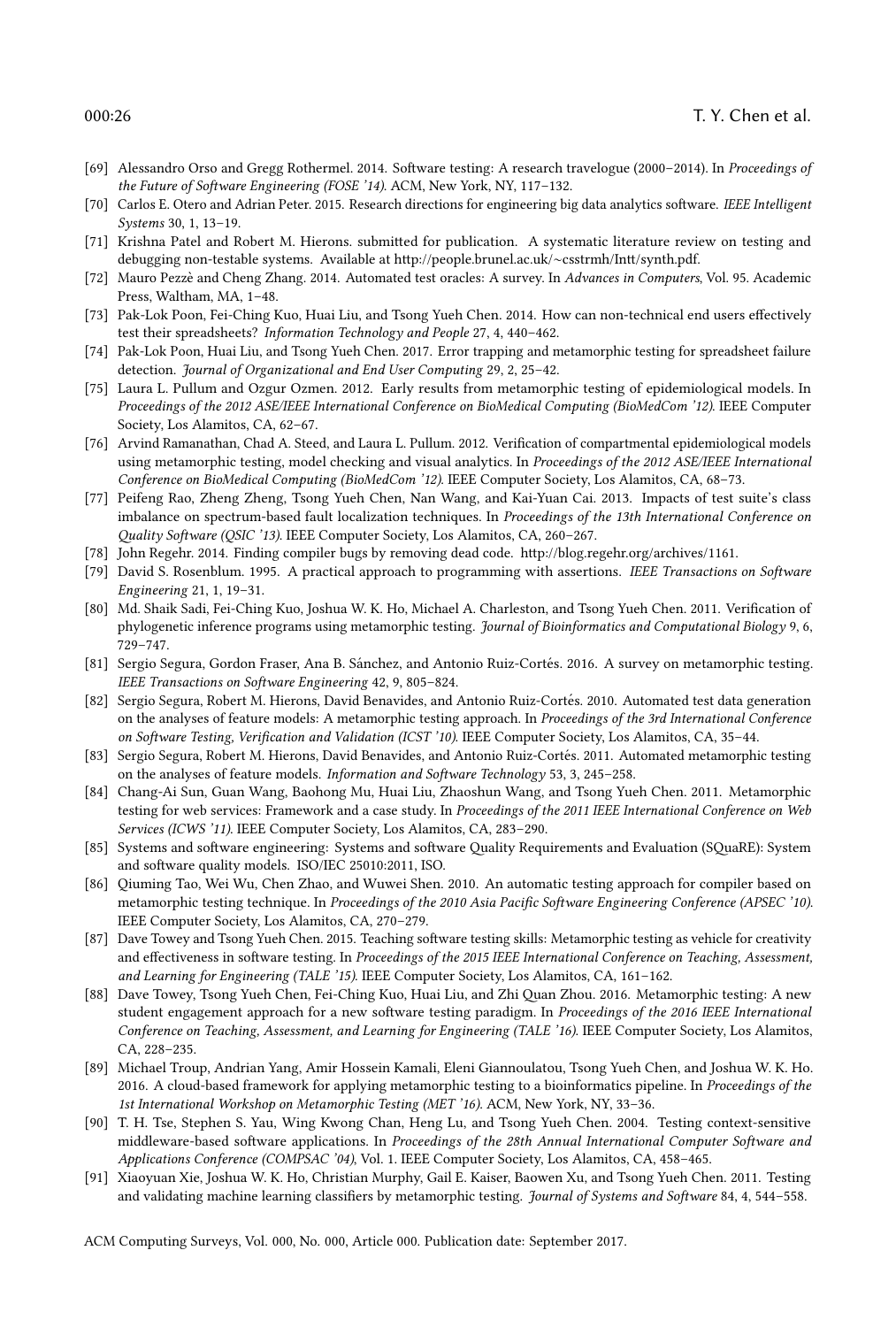[69] Alessandro Orso and Gregg Rothermel. 2014. Software testing: A research travelogue (2000–2014). In *Proceedings of the Future of Software Engineering (FOSE '14)*. ACM, New York, NY, 117–132.

[70] Carlos E. Otero and Adrian Peter. 2015. Research directions for engineering big data analytics software. *IEEE Intelligent Systems* 30, 1, 13–19.

[71] Krishna Patel and Robert M. Hierons. submitted for publication. A systematic literature review on testing and debugging non-testable systems. Available at http://people.brunel.ac.uk/~csstrmh/Intt/synth.pdf.

[72] Mauro Pezzè and Cheng Zhang. 2014. Automated test oracles: A survey. In *Advances in Computers*, Vol. 95. Academic Press, Waltham, MA, 1–48.

[73] Pak-Lok Poon, Fei-Ching Kuo, Huai Liu, and Tsong Yueh Chen. 2014. How can non-technical end users effectively test their spreadsheets? *Information Technology and People* 27, 4, 440–462.

[74] Pak-Lok Poon, Huai Liu, and Tsong Yueh Chen. 2017. Error trapping and metamorphic testing for spreadsheet failure detection. *Journal of Organizational and End User Computing* 29, 2, 25–42.

[75] Laura L. Pullum and Ozgur Ozmen. 2012. Early results from metamorphic testing of epidemiological models. In *Proceedings of the 2012 ASE/IEEE International Conference on BioMedical Computing (BioMedCom '12)*. IEEE Computer Society, Los Alamitos, CA, 62–67.

[76] Arvind Ramanathan, Chad A. Steed, and Laura L. Pullum. 2012. Verification of compartmental epidemiological models using metamorphic testing, model checking and visual analytics. In *Proceedings of the 2012 ASE/IEEE International Conference on BioMedical Computing (BioMedCom '12)*. IEEE Computer Society, Los Alamitos, CA, 68–73.

[77] Peifeng Rao, Zheng Zheng, Tsong Yueh Chen, Nan Wang, and Kai-Yuan Cai. 2013. Impacts of test suite's class imbalance on spectrum-based fault localization techniques. In *Proceedings of the 13th International Conference on Quality Software (QSIC '13)*. IEEE Computer Society, Los Alamitos, CA, 260–267.

[78] John Regehr. 2014. Finding compiler bugs by removing dead code. http://blog.regehr.org/archives/1161.

[79] David S. Rosenblum. 1995. A practical approach to programming with assertions. *IEEE Transactions on Software Engineering* 21, 1, 19–31.

[80] Md. Shaik Sadi, Fei-Ching Kuo, Joshua W. K. Ho, Michael A. Charleston, and Tsong Yueh Chen. 2011. Verification of phylogenetic inference programs using metamorphic testing. *Journal of Bioinformatics and Computational Biology* 9, 6, 729–747.

[81] Sergio Segura, Gordon Fraser, Ana B. Sánchez, and Antonio Ruiz-Cortés. 2016. A survey on metamorphic testing. *IEEE Transactions on Software Engineering* 42, 9, 805–824.

[82] Sergio Segura, Robert M. Hierons, David Benavides, and Antonio Ruiz-Cortés. 2010. Automated test data generation on the analyses of feature models: A metamorphic testing approach. In *Proceedings of the 3rd International Conference on Software Testing, Verification and Validation (ICST '10)*. IEEE Computer Society, Los Alamitos, CA, 35–44.

[83] Sergio Segura, Robert M. Hierons, David Benavides, and Antonio Ruiz-Cortés. 2011. Automated metamorphic testing on the analyses of feature models. *Information and Software Technology* 53, 3, 245–258.

[84] Chang-Ai Sun, Guan Wang, Baohong Mu, Huai Liu, Zhaoshun Wang, and Tsong Yueh Chen. 2011. Metamorphic testing for web services: Framework and a case study. In *Proceedings of the 2011 IEEE International Conference on Web Services (ICWS '11)*. IEEE Computer Society, Los Alamitos, CA, 283–290.

[85] Systems and software engineering: Systems and software Quality Requirements and Evaluation (SQuaRE): System and software quality models. ISO/IEC 25010:2011, ISO.

[86] Qiuming Tao, Wei Wu, Chen Zhao, and Wuwei Shen. 2010. An automatic testing approach for compiler based on metamorphic testing technique. In *Proceedings of the 2010 Asia Pacific Software Engineering Conference (APSEC '10)*. IEEE Computer Society, Los Alamitos, CA, 270–279.

[87] Dave Towey and Tsong Yueh Chen. 2015. Teaching software testing skills: Metamorphic testing as vehicle for creativity and effectiveness in software testing. In *Proceedings of the 2015 IEEE International Conference on Teaching, Assessment, and Learning for Engineering (TALE '15)*. IEEE Computer Society, Los Alamitos, CA, 161–162.

[88] Dave Towey, Tsong Yueh Chen, Fei-Ching Kuo, Huai Liu, and Zhi Quan Zhou. 2016. Metamorphic testing: A new student engagement approach for a new software testing paradigm. In *Proceedings of the 2016 IEEE International Conference on Teaching, Assessment, and Learning for Engineering (TALE '16)*. IEEE Computer Society, Los Alamitos, CA, 228–235.

[89] Michael Troup, Andrian Yang, Amir Hossein Kamali, Eleni Giannoulatou, Tsong Yueh Chen, and Joshua W. K. Ho. 2016. A cloud-based framework for applying metamorphic testing to a bioinformatics pipeline. In *Proceedings of the 1st International Workshop on Metamorphic Testing (MET '16)*. ACM, New York, NY, 33–36.

[90] T. H. Tse, Stephen S. Yau, Wing Kwong Chan, Heng Lu, and Tsong Yueh Chen. 2004. Testing context-sensitive middleware-based software applications. In *Proceedings of the 28th Annual International Computer Software and Applications Conference (COMPSAC '04)*, Vol. 1. IEEE Computer Society, Los Alamitos, CA, 458–465.

[91] Xiaoyuan Xie, Joshua W. K. Ho, Christian Murphy, Gail E. Kaiser, Baowen Xu, and Tsong Yueh Chen. 2011. Testing and validating machine learning classifiers by metamorphic testing. *Journal of Systems and Software* 84, 4, 544–558.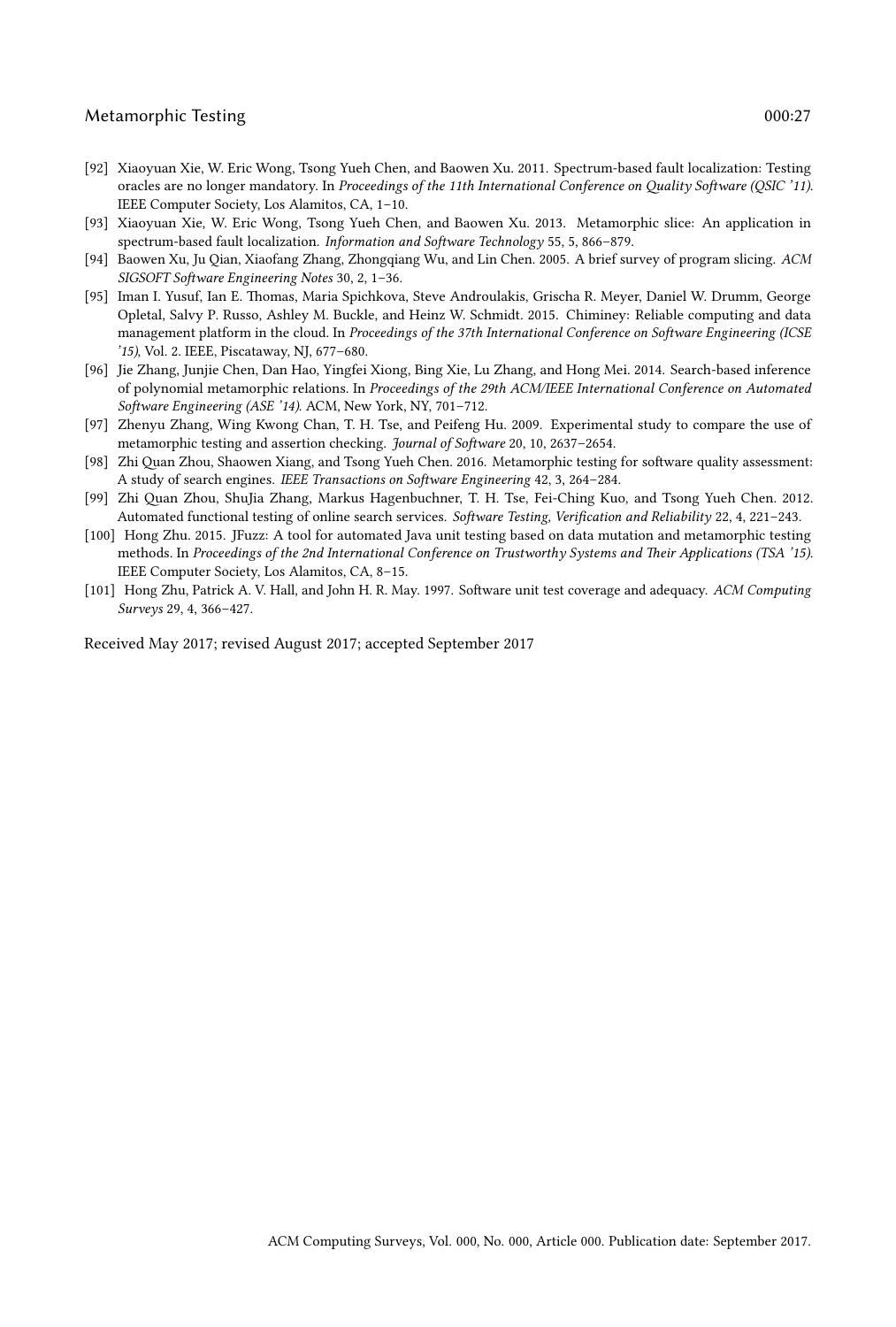[92] Xiaoyuan Xie, W. Eric Wong, Tsong Yueh Chen, and Baowen Xu. 2011. Spectrum-based fault localization: Testing oracles are no longer mandatory. In *Proceedings of the 11th International Conference on Quality Software (QSIC '11)*. IEEE Computer Society, Los Alamitos, CA, 1–10.

[93] Xiaoyuan Xie, W. Eric Wong, Tsong Yueh Chen, and Baowen Xu. 2013. Metamorphic slice: An application in spectrum-based fault localization. *Information and Software Technology* 55, 5, 866–879.

[94] Baowen Xu, Ju Qian, Xiaofang Zhang, Zhongqiang Wu, and Lin Chen. 2005. A brief survey of program slicing. *ACM SIGSOFT Software Engineering Notes* 30, 2, 1–36.

[95] Iman I. Yusuf, Ian E. Thomas, Maria Spichkova, Steve Androulakis, Grischa R. Meyer, Daniel W. Drumm, George Opletal, Salvy P. Russo, Ashley M. Buckle, and Heinz W. Schmidt. 2015. Chiminey: Reliable computing and data management platform in the cloud. In *Proceedings of the 37th International Conference on Software Engineering (ICSE '15)*, Vol. 2. IEEE, Piscataway, NJ, 677–680.

[96] Jie Zhang, Junjie Chen, Dan Hao, Yingfei Xiong, Bing Xie, Lu Zhang, and Hong Mei. 2014. Search-based inference of polynomial metamorphic relations. In *Proceedings of the 29th ACM/IEEE International Conference on Automated Software Engineering (ASE '14)*. ACM, New York, NY, 701–712.

[97] Zhenyu Zhang, Wing Kwong Chan, T. H. Tse, and Peifeng Hu. 2009. Experimental study to compare the use of metamorphic testing and assertion checking. *Journal of Software* 20, 10, 2637–2654.

[98] Zhi Quan Zhou, Shaowen Xiang, and Tsong Yueh Chen. 2016. Metamorphic testing for software quality assessment: A study of search engines. *IEEE Transactions on Software Engineering* 42, 3, 264–284.

[99] Zhi Quan Zhou, ShuJia Zhang, Markus Hagenbuchner, T. H. Tse, Fei-Ching Kuo, and Tsong Yueh Chen. 2012. Automated functional testing of online search services. *Software Testing, Verification and Reliability* 22, 4, 221–243.

[100] Hong Zhu. 2015. JFuzz: A tool for automated Java unit testing based on data mutation and metamorphic testing methods. In *Proceedings of the 2nd International Conference on Trustworthy Systems and Their Applications (TSA '15)*. IEEE Computer Society, Los Alamitos, CA, 8–15.

[101] Hong Zhu, Patrick A. V. Hall, and John H. R. May. 1997. Software unit test coverage and adequacy. *ACM Computing Surveys* 29, 4, 366–427.

Received May 2017; revised August 2017; accepted September 2017